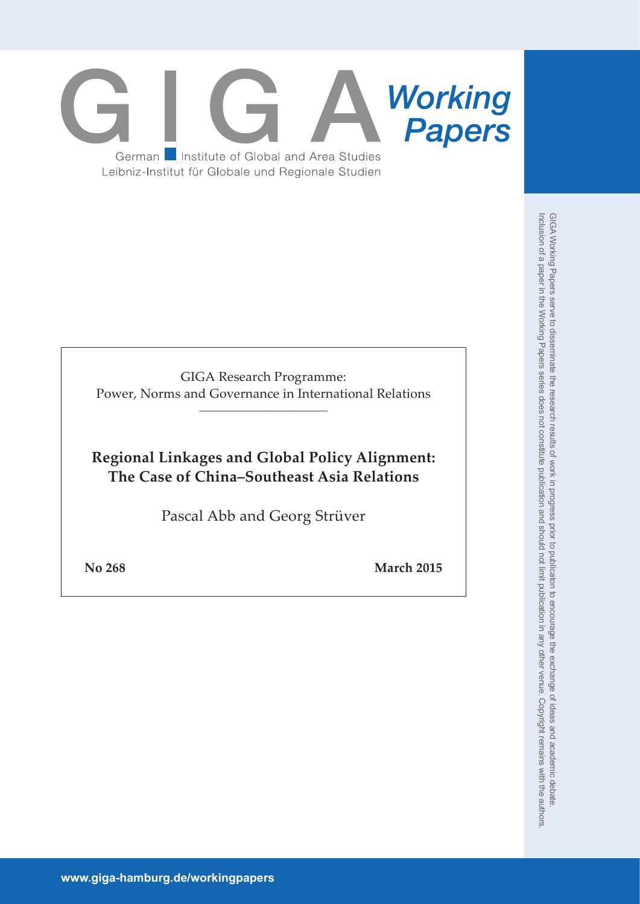GIGA Working Papers

German Institute of Global and Area Studies
Leibniz-Institut für Globale und Regionale Studien

GIGA Research Programme:
Power, Norms and Governance in International Relations

# Regional Linkages and Global Policy Alignment: The Case of China–Southeast Asia Relations

Pascal Abb and Georg Strüver

**No 268** **March 2015**

GIGA Working Papers serve to disseminate the research results of work in progress prior to publicaton to encourage the exchange of ideas and academic debate.
Inclusion of a paper in the Working Papers series does not constitute publication and should not limit publication in any other venue. Copyright remains with the authors.

www.giga-hamburg.de/workingpapers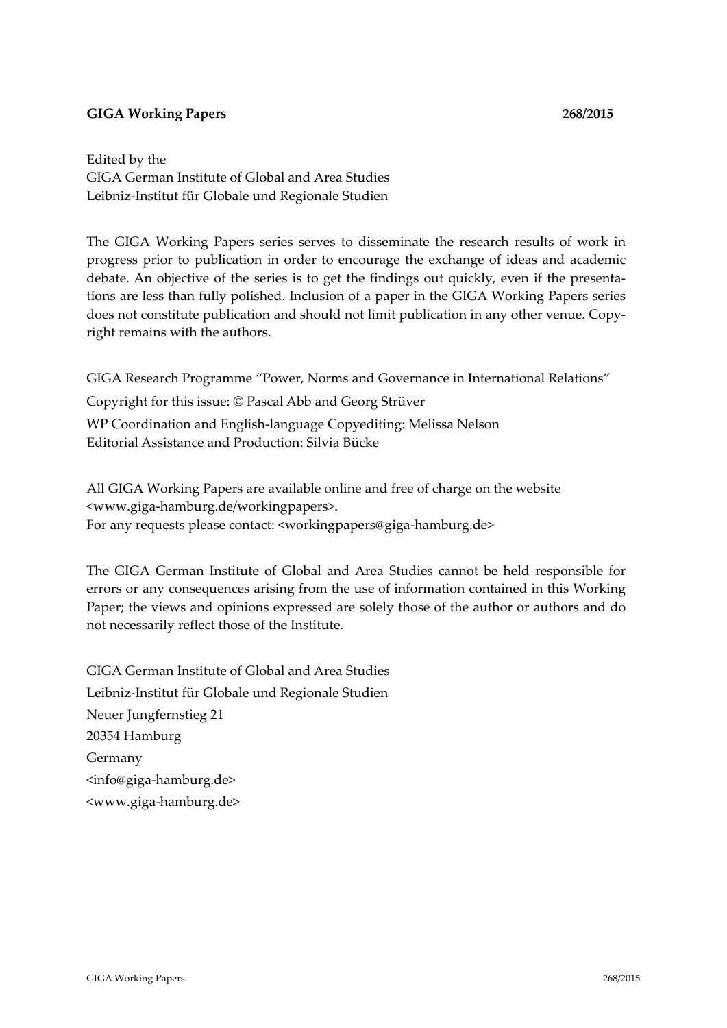**GIGA Working Papers 268/2015**

Edited by the
GIGA German Institute of Global and Area Studies
Leibniz-Institut für Globale und Regionale Studien

The GIGA Working Papers series serves to disseminate the research results of work in progress prior to publication in order to encourage the exchange of ideas and academic debate. An objective of the series is to get the findings out quickly, even if the presentations are less than fully polished. Inclusion of a paper in the GIGA Working Papers series does not constitute publication and should not limit publication in any other venue. Copyright remains with the authors.

GIGA Research Programme "Power, Norms and Governance in International Relations"

Copyright for this issue: © Pascal Abb and Georg Strüver

WP Coordination and English-language Copyediting: Melissa Nelson
Editorial Assistance and Production: Silvia Bücke

All GIGA Working Papers are available online and free of charge on the website <www.giga-hamburg.de/workingpapers>.
For any requests please contact: <workingpapers@giga-hamburg.de>

The GIGA German Institute of Global and Area Studies cannot be held responsible for errors or any consequences arising from the use of information contained in this Working Paper; the views and opinions expressed are solely those of the author or authors and do not necessarily reflect those of the Institute.

GIGA German Institute of Global and Area Studies
Leibniz-Institut für Globale und Regionale Studien
Neuer Jungfernstieg 21
20354 Hamburg
Germany
<info@giga-hamburg.de>
<www.giga-hamburg.de>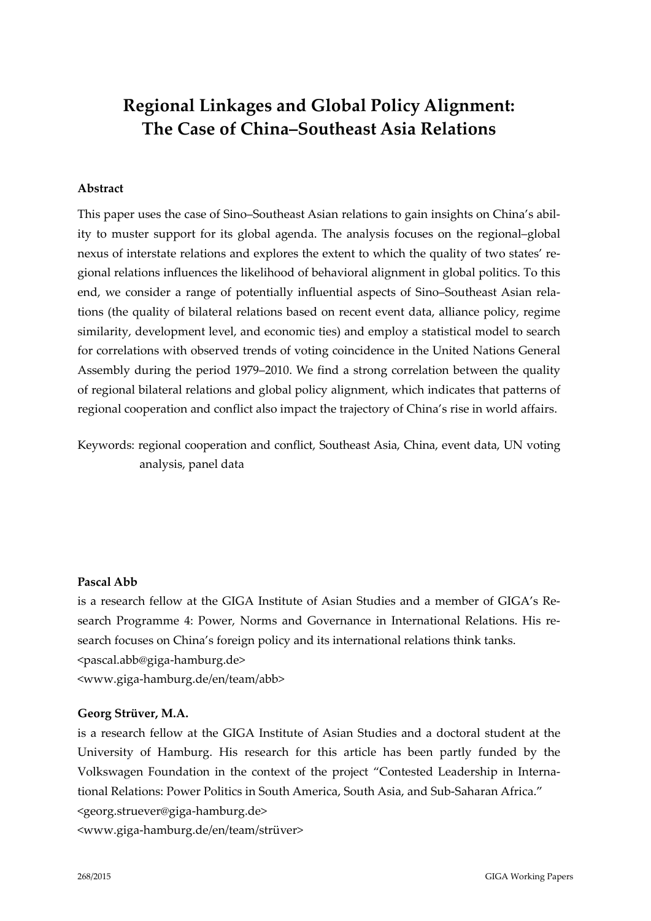# Regional Linkages and Global Policy Alignment: The Case of China–Southeast Asia Relations

**Abstract**

This paper uses the case of Sino–Southeast Asian relations to gain insights on China's ability to muster support for its global agenda. The analysis focuses on the regional–global nexus of interstate relations and explores the extent to which the quality of two states' regional relations influences the likelihood of behavioral alignment in global politics. To this end, we consider a range of potentially influential aspects of Sino–Southeast Asian relations (the quality of bilateral relations based on recent event data, alliance policy, regime similarity, development level, and economic ties) and employ a statistical model to search for correlations with observed trends of voting coincidence in the United Nations General Assembly during the period 1979–2010. We find a strong correlation between the quality of regional bilateral relations and global policy alignment, which indicates that patterns of regional cooperation and conflict also impact the trajectory of China's rise in world affairs.

Keywords: regional cooperation and conflict, Southeast Asia, China, event data, UN voting analysis, panel data

**Pascal Abb**

is a research fellow at the GIGA Institute of Asian Studies and a member of GIGA's Research Programme 4: Power, Norms and Governance in International Relations. His research focuses on China's foreign policy and its international relations think tanks.
<pascal.abb@giga-hamburg.de>
<www.giga-hamburg.de/en/team/abb>

**Georg Strüver, M.A.**

is a research fellow at the GIGA Institute of Asian Studies and a doctoral student at the University of Hamburg. His research for this article has been partly funded by the Volkswagen Foundation in the context of the project "Contested Leadership in International Relations: Power Politics in South America, South Asia, and Sub-Saharan Africa."
<georg.struever@giga-hamburg.de>
<www.giga-hamburg.de/en/team/strüver>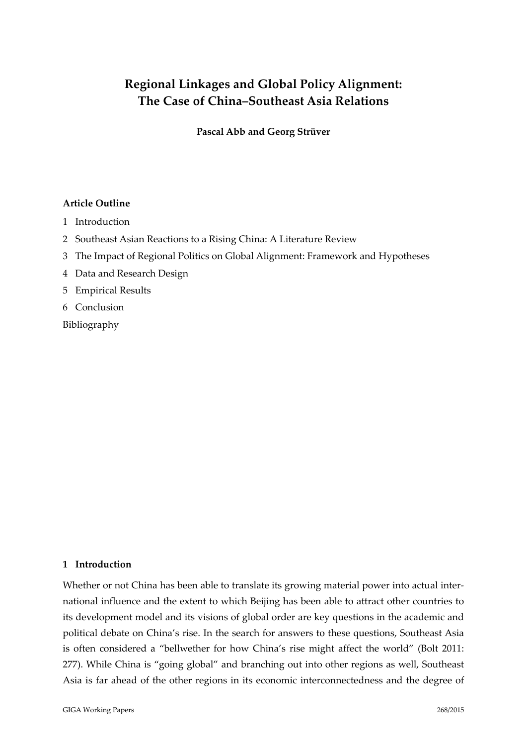# Regional Linkages and Global Policy Alignment: The Case of China–Southeast Asia Relations

**Pascal Abb and Georg Strüver**

### Article Outline

1 Introduction

2 Southeast Asian Reactions to a Rising China: A Literature Review

3 The Impact of Regional Politics on Global Alignment: Framework and Hypotheses

4 Data and Research Design

5 Empirical Results

6 Conclusion

Bibliography

## 1 Introduction

Whether or not China has been able to translate its growing material power into actual international influence and the extent to which Beijing has been able to attract other countries to its development model and its visions of global order are key questions in the academic and political debate on China's rise. In the search for answers to these questions, Southeast Asia is often considered a "bellwether for how China's rise might affect the world" (Bolt 2011: 277). While China is "going global" and branching out into other regions as well, Southeast Asia is far ahead of the other regions in its economic interconnectedness and the degree of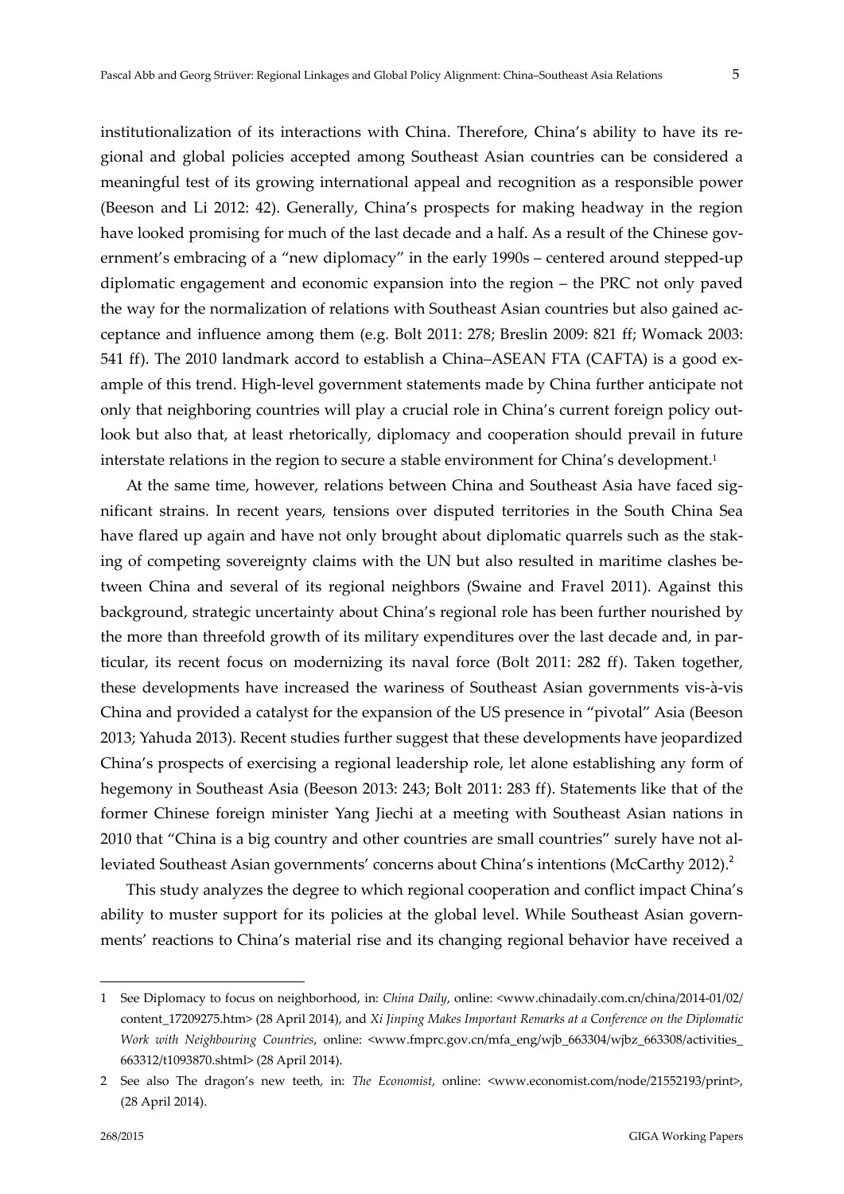institutionalization of its interactions with China. Therefore, China's ability to have its regional and global policies accepted among Southeast Asian countries can be considered a meaningful test of its growing international appeal and recognition as a responsible power (Beeson and Li 2012: 42). Generally, China's prospects for making headway in the region have looked promising for much of the last decade and a half. As a result of the Chinese government's embracing of a "new diplomacy" in the early 1990s – centered around stepped-up diplomatic engagement and economic expansion into the region – the PRC not only paved the way for the normalization of relations with Southeast Asian countries but also gained acceptance and influence among them (e.g. Bolt 2011: 278; Breslin 2009: 821 ff; Womack 2003: 541 ff). The 2010 landmark accord to establish a China–ASEAN FTA (CAFTA) is a good example of this trend. High-level government statements made by China further anticipate not only that neighboring countries will play a crucial role in China's current foreign policy outlook but also that, at least rhetorically, diplomacy and cooperation should prevail in future interstate relations in the region to secure a stable environment for China's development.[1]

At the same time, however, relations between China and Southeast Asia have faced significant strains. In recent years, tensions over disputed territories in the South China Sea have flared up again and have not only brought about diplomatic quarrels such as the staking of competing sovereignty claims with the UN but also resulted in maritime clashes between China and several of its regional neighbors (Swaine and Fravel 2011). Against this background, strategic uncertainty about China's regional role has been further nourished by the more than threefold growth of its military expenditures over the last decade and, in particular, its recent focus on modernizing its naval force (Bolt 2011: 282 ff). Taken together, these developments have increased the wariness of Southeast Asian governments vis-à-vis China and provided a catalyst for the expansion of the US presence in "pivotal" Asia (Beeson 2013; Yahuda 2013). Recent studies further suggest that these developments have jeopardized China's prospects of exercising a regional leadership role, let alone establishing any form of hegemony in Southeast Asia (Beeson 2013: 243; Bolt 2011: 283 ff). Statements like that of the former Chinese foreign minister Yang Jiechi at a meeting with Southeast Asian nations in 2010 that "China is a big country and other countries are small countries" surely have not alleviated Southeast Asian governments' concerns about China's intentions (McCarthy 2012).[2]

This study analyzes the degree to which regional cooperation and conflict impact China's ability to muster support for its policies at the global level. While Southeast Asian governments' reactions to China's material rise and its changing regional behavior have received a

---

1 See Diplomacy to focus on neighborhood, in: *China Daily*, online: <www.chinadaily.com.cn/china/2014-01/02/content_17209275.htm> (28 April 2014), and *Xi Jinping Makes Important Remarks at a Conference on the Diplomatic Work with Neighbouring Countries*, online: <www.fmprc.gov.cn/mfa_eng/wjb_663304/wjbz_663308/activities_663312/t1093870.shtml> (28 April 2014).

2 See also The dragon's new teeth, in: *The Economist*, online: <www.economist.com/node/21552193/print>, (28 April 2014).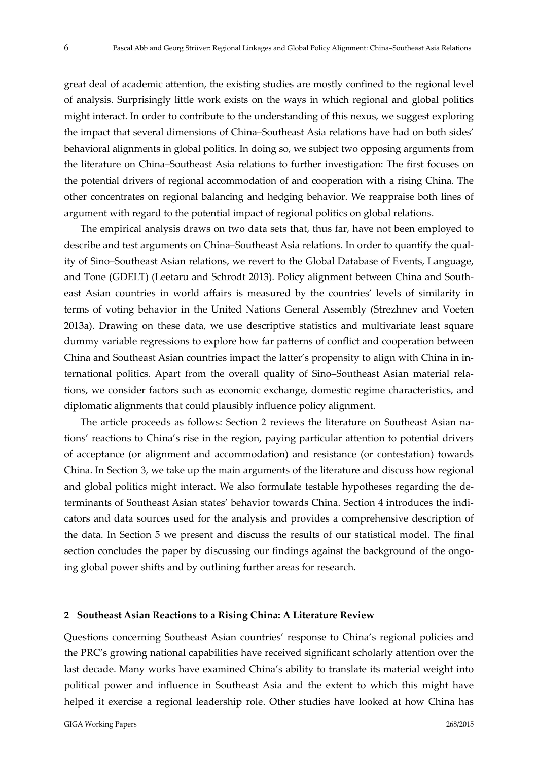great deal of academic attention, the existing studies are mostly confined to the regional level of analysis. Surprisingly little work exists on the ways in which regional and global politics might interact. In order to contribute to the understanding of this nexus, we suggest exploring the impact that several dimensions of China–Southeast Asia relations have had on both sides' behavioral alignments in global politics. In doing so, we subject two opposing arguments from the literature on China–Southeast Asia relations to further investigation: The first focuses on the potential drivers of regional accommodation of and cooperation with a rising China. The other concentrates on regional balancing and hedging behavior. We reappraise both lines of argument with regard to the potential impact of regional politics on global relations.

The empirical analysis draws on two data sets that, thus far, have not been employed to describe and test arguments on China–Southeast Asia relations. In order to quantify the quality of Sino–Southeast Asian relations, we revert to the Global Database of Events, Language, and Tone (GDELT) (Leetaru and Schrodt 2013). Policy alignment between China and Southeast Asian countries in world affairs is measured by the countries' levels of similarity in terms of voting behavior in the United Nations General Assembly (Strezhnev and Voeten 2013a). Drawing on these data, we use descriptive statistics and multivariate least square dummy variable regressions to explore how far patterns of conflict and cooperation between China and Southeast Asian countries impact the latter's propensity to align with China in international politics. Apart from the overall quality of Sino–Southeast Asian material relations, we consider factors such as economic exchange, domestic regime characteristics, and diplomatic alignments that could plausibly influence policy alignment.

The article proceeds as follows: Section 2 reviews the literature on Southeast Asian nations' reactions to China's rise in the region, paying particular attention to potential drivers of acceptance (or alignment and accommodation) and resistance (or contestation) towards China. In Section 3, we take up the main arguments of the literature and discuss how regional and global politics might interact. We also formulate testable hypotheses regarding the determinants of Southeast Asian states' behavior towards China. Section 4 introduces the indicators and data sources used for the analysis and provides a comprehensive description of the data. In Section 5 we present and discuss the results of our statistical model. The final section concludes the paper by discussing our findings against the background of the ongoing global power shifts and by outlining further areas for research.

## 2 Southeast Asian Reactions to a Rising China: A Literature Review

Questions concerning Southeast Asian countries' response to China's regional policies and the PRC's growing national capabilities have received significant scholarly attention over the last decade. Many works have examined China's ability to translate its material weight into political power and influence in Southeast Asia and the extent to which this might have helped it exercise a regional leadership role. Other studies have looked at how China has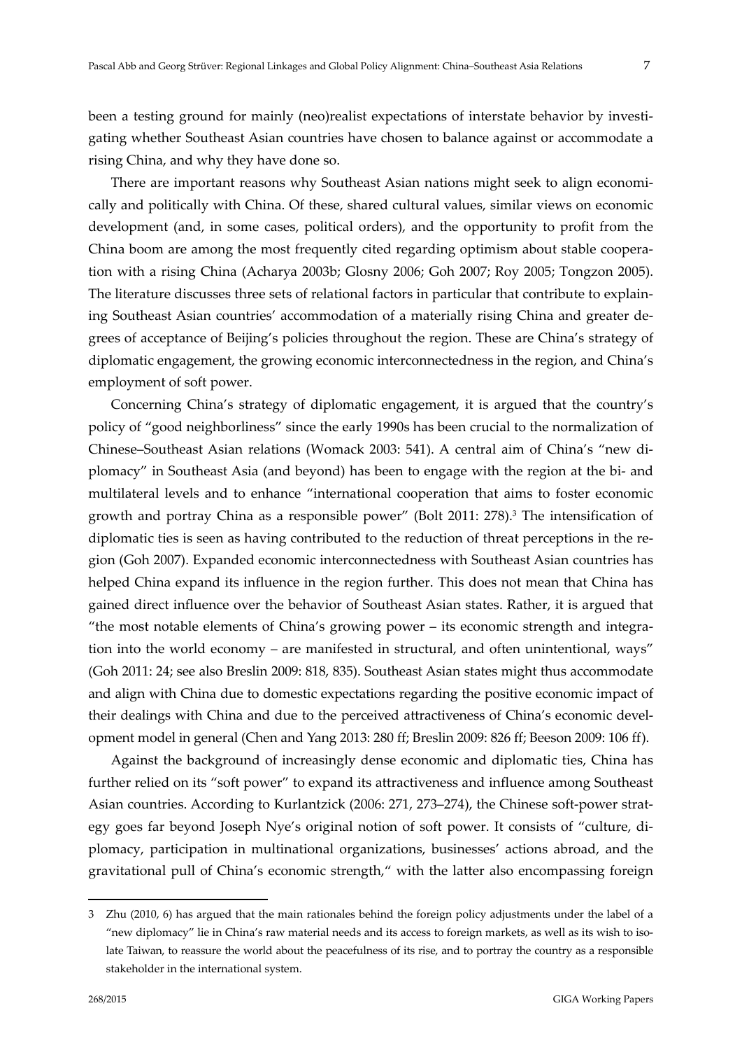been a testing ground for mainly (neo)realist expectations of interstate behavior by investigating whether Southeast Asian countries have chosen to balance against or accommodate a rising China, and why they have done so.

There are important reasons why Southeast Asian nations might seek to align economically and politically with China. Of these, shared cultural values, similar views on economic development (and, in some cases, political orders), and the opportunity to profit from the China boom are among the most frequently cited regarding optimism about stable cooperation with a rising China (Acharya 2003b; Glosny 2006; Goh 2007; Roy 2005; Tongzon 2005). The literature discusses three sets of relational factors in particular that contribute to explaining Southeast Asian countries' accommodation of a materially rising China and greater degrees of acceptance of Beijing's policies throughout the region. These are China's strategy of diplomatic engagement, the growing economic interconnectedness in the region, and China's employment of soft power.

Concerning China's strategy of diplomatic engagement, it is argued that the country's policy of "good neighborliness" since the early 1990s has been crucial to the normalization of Chinese–Southeast Asian relations (Womack 2003: 541). A central aim of China's "new diplomacy" in Southeast Asia (and beyond) has been to engage with the region at the bi- and multilateral levels and to enhance "international cooperation that aims to foster economic growth and portray China as a responsible power" (Bolt 2011: 278).[3] The intensification of diplomatic ties is seen as having contributed to the reduction of threat perceptions in the region (Goh 2007). Expanded economic interconnectedness with Southeast Asian countries has helped China expand its influence in the region further. This does not mean that China has gained direct influence over the behavior of Southeast Asian states. Rather, it is argued that "the most notable elements of China's growing power – its economic strength and integration into the world economy – are manifested in structural, and often unintentional, ways" (Goh 2011: 24; see also Breslin 2009: 818, 835). Southeast Asian states might thus accommodate and align with China due to domestic expectations regarding the positive economic impact of their dealings with China and due to the perceived attractiveness of China's economic development model in general (Chen and Yang 2013: 280 ff; Breslin 2009: 826 ff; Beeson 2009: 106 ff).

Against the background of increasingly dense economic and diplomatic ties, China has further relied on its "soft power" to expand its attractiveness and influence among Southeast Asian countries. According to Kurlantzick (2006: 271, 273–274), the Chinese soft-power strategy goes far beyond Joseph Nye's original notion of soft power. It consists of "culture, diplomacy, participation in multinational organizations, businesses' actions abroad, and the gravitational pull of China's economic strength," with the latter also encompassing foreign

---

3 Zhu (2010, 6) has argued that the main rationales behind the foreign policy adjustments under the label of a "new diplomacy" lie in China's raw material needs and its access to foreign markets, as well as its wish to isolate Taiwan, to reassure the world about the peacefulness of its rise, and to portray the country as a responsible stakeholder in the international system.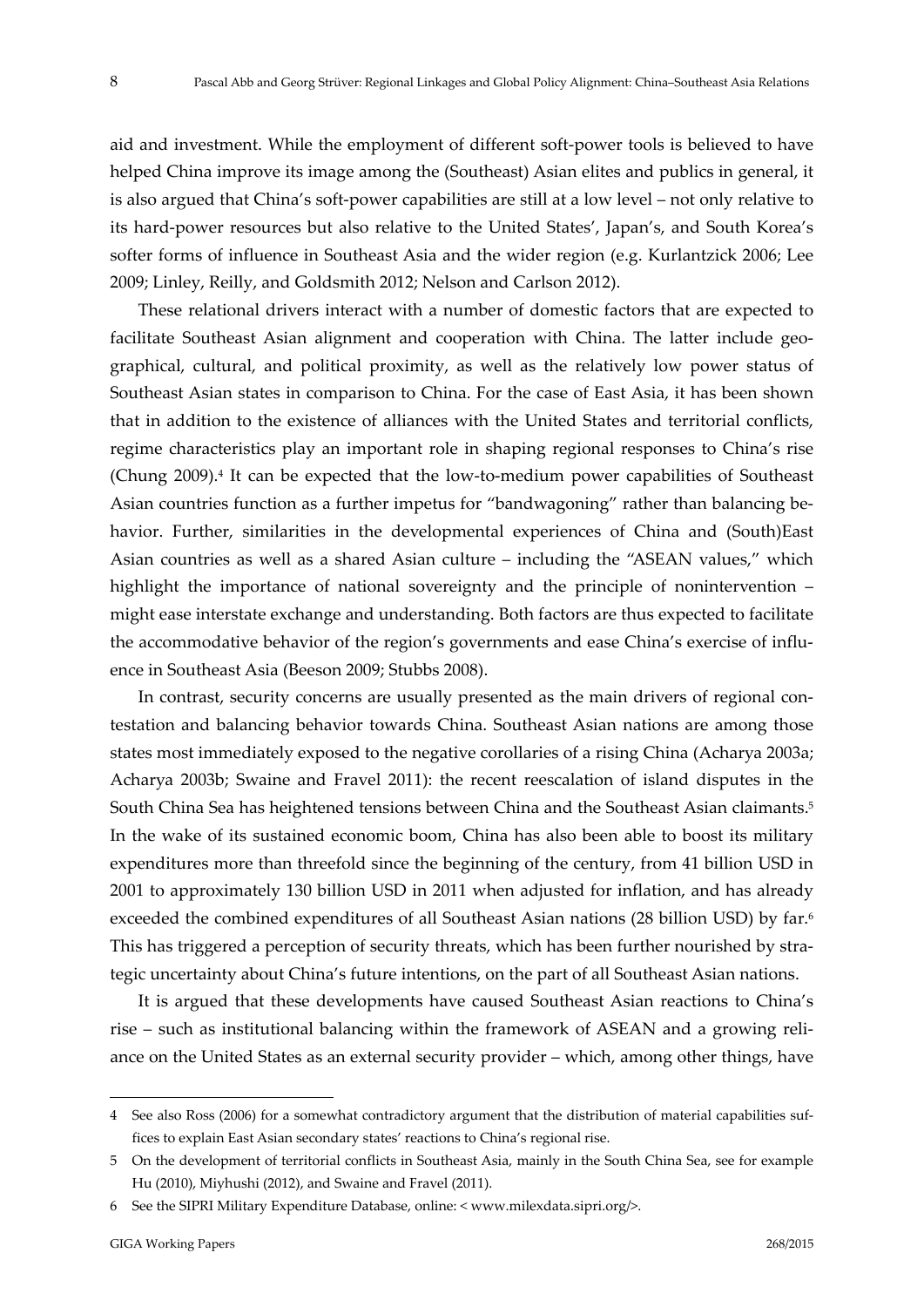aid and investment. While the employment of different soft-power tools is believed to have helped China improve its image among the (Southeast) Asian elites and publics in general, it is also argued that China's soft-power capabilities are still at a low level – not only relative to its hard-power resources but also relative to the United States', Japan's, and South Korea's softer forms of influence in Southeast Asia and the wider region (e.g. Kurlantzick 2006; Lee 2009; Linley, Reilly, and Goldsmith 2012; Nelson and Carlson 2012).

These relational drivers interact with a number of domestic factors that are expected to facilitate Southeast Asian alignment and cooperation with China. The latter include geographical, cultural, and political proximity, as well as the relatively low power status of Southeast Asian states in comparison to China. For the case of East Asia, it has been shown that in addition to the existence of alliances with the United States and territorial conflicts, regime characteristics play an important role in shaping regional responses to China's rise (Chung 2009).[4] It can be expected that the low-to-medium power capabilities of Southeast Asian countries function as a further impetus for "bandwagoning" rather than balancing behavior. Further, similarities in the developmental experiences of China and (South)East Asian countries as well as a shared Asian culture – including the "ASEAN values," which highlight the importance of national sovereignty and the principle of nonintervention – might ease interstate exchange and understanding. Both factors are thus expected to facilitate the accommodative behavior of the region's governments and ease China's exercise of influence in Southeast Asia (Beeson 2009; Stubbs 2008).

In contrast, security concerns are usually presented as the main drivers of regional contestation and balancing behavior towards China. Southeast Asian nations are among those states most immediately exposed to the negative corollaries of a rising China (Acharya 2003a; Acharya 2003b; Swaine and Fravel 2011): the recent reescalation of island disputes in the South China Sea has heightened tensions between China and the Southeast Asian claimants.[5] In the wake of its sustained economic boom, China has also been able to boost its military expenditures more than threefold since the beginning of the century, from 41 billion USD in 2001 to approximately 130 billion USD in 2011 when adjusted for inflation, and has already exceeded the combined expenditures of all Southeast Asian nations (28 billion USD) by far.[6] This has triggered a perception of security threats, which has been further nourished by strategic uncertainty about China's future intentions, on the part of all Southeast Asian nations.

It is argued that these developments have caused Southeast Asian reactions to China's rise – such as institutional balancing within the framework of ASEAN and a growing reliance on the United States as an external security provider – which, among other things, have

---

4 See also Ross (2006) for a somewhat contradictory argument that the distribution of material capabilities suffices to explain East Asian secondary states' reactions to China's regional rise.

5 On the development of territorial conflicts in Southeast Asia, mainly in the South China Sea, see for example Hu (2010), Miyhushi (2012), and Swaine and Fravel (2011).

6 See the SIPRI Military Expenditure Database, online: < www.milexdata.sipri.org/>.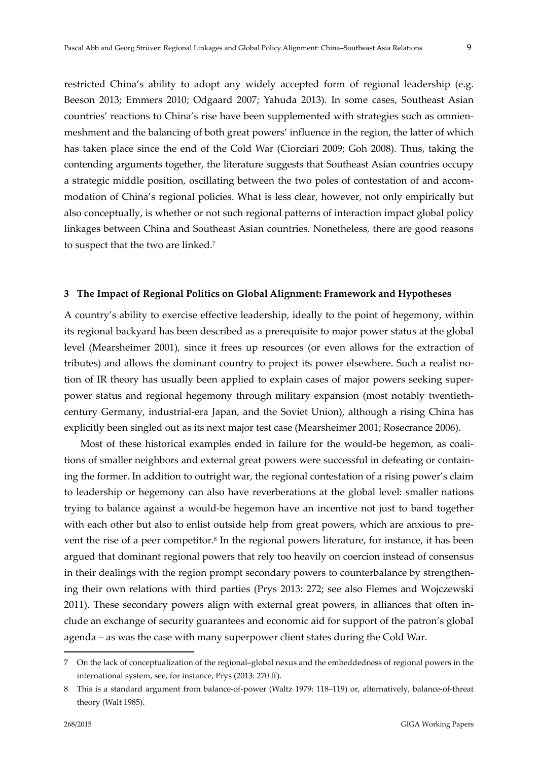restricted China's ability to adopt any widely accepted form of regional leadership (e.g. Beeson 2013; Emmers 2010; Odgaard 2007; Yahuda 2013). In some cases, Southeast Asian countries' reactions to China's rise have been supplemented with strategies such as omnienmeshment and the balancing of both great powers' influence in the region, the latter of which has taken place since the end of the Cold War (Ciorciari 2009; Goh 2008). Thus, taking the contending arguments together, the literature suggests that Southeast Asian countries occupy a strategic middle position, oscillating between the two poles of contestation of and accommodation of China's regional policies. What is less clear, however, not only empirically but also conceptually, is whether or not such regional patterns of interaction impact global policy linkages between China and Southeast Asian countries. Nonetheless, there are good reasons to suspect that the two are linked.[7]

## 3 The Impact of Regional Politics on Global Alignment: Framework and Hypotheses

A country's ability to exercise effective leadership, ideally to the point of hegemony, within its regional backyard has been described as a prerequisite to major power status at the global level (Mearsheimer 2001), since it frees up resources (or even allows for the extraction of tributes) and allows the dominant country to project its power elsewhere. Such a realist notion of IR theory has usually been applied to explain cases of major powers seeking superpower status and regional hegemony through military expansion (most notably twentieth-century Germany, industrial-era Japan, and the Soviet Union), although a rising China has explicitly been singled out as its next major test case (Mearsheimer 2001; Rosecrance 2006).

Most of these historical examples ended in failure for the would-be hegemon, as coalitions of smaller neighbors and external great powers were successful in defeating or containing the former. In addition to outright war, the regional contestation of a rising power's claim to leadership or hegemony can also have reverberations at the global level: smaller nations trying to balance against a would-be hegemon have an incentive not just to band together with each other but also to enlist outside help from great powers, which are anxious to prevent the rise of a peer competitor.[8] In the regional powers literature, for instance, it has been argued that dominant regional powers that rely too heavily on coercion instead of consensus in their dealings with the region prompt secondary powers to counterbalance by strengthening their own relations with third parties (Prys 2013: 272; see also Flemes and Wojczewski 2011). These secondary powers align with external great powers, in alliances that often include an exchange of security guarantees and economic aid for support of the patron's global agenda – as was the case with many superpower client states during the Cold War.

---

7 On the lack of conceptualization of the regional–global nexus and the embeddedness of regional powers in the international system, see, for instance, Prys (2013: 270 ff).

8 This is a standard argument from balance-of-power (Waltz 1979: 118–119) or, alternatively, balance-of-threat theory (Walt 1985).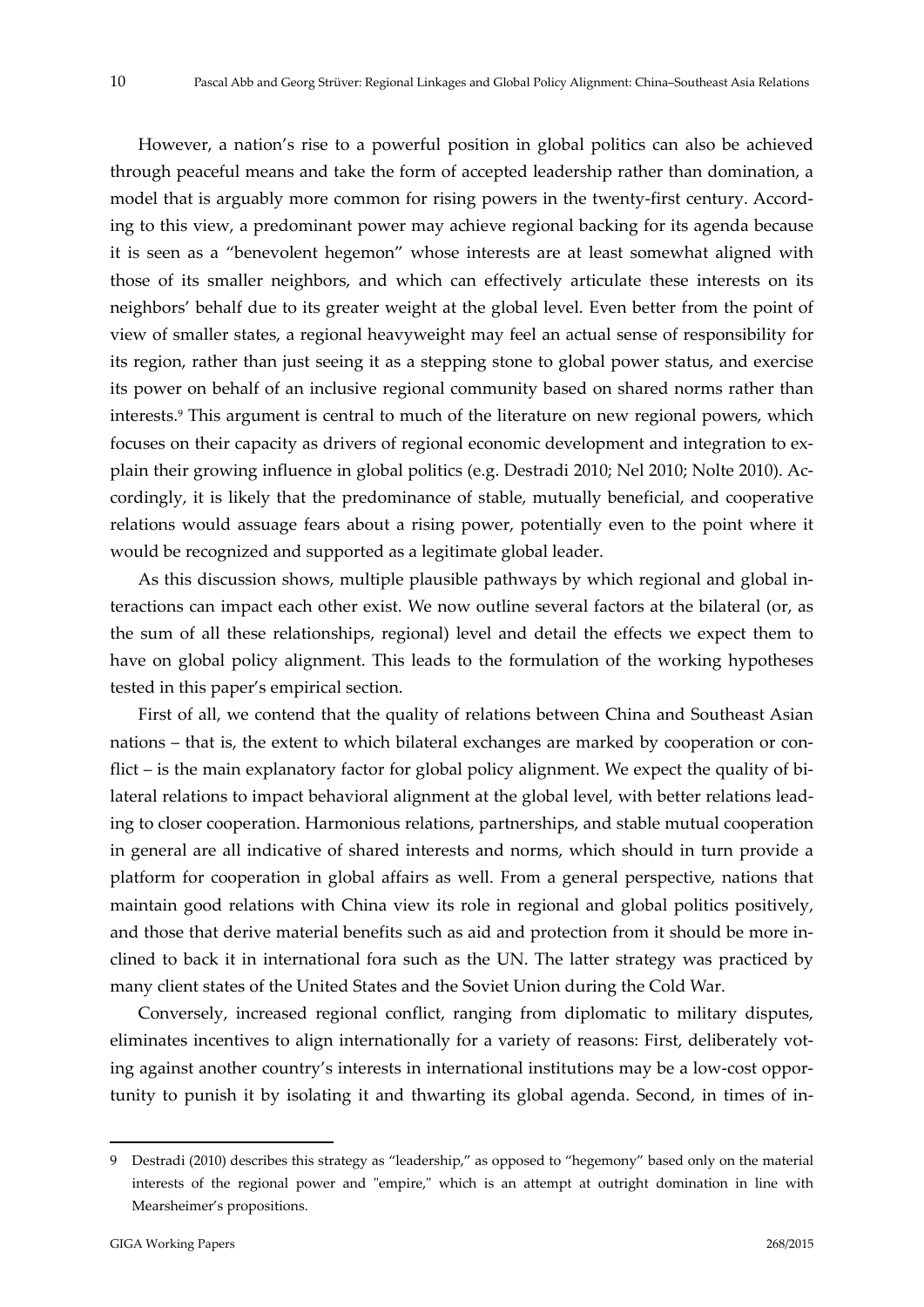However, a nation's rise to a powerful position in global politics can also be achieved through peaceful means and take the form of accepted leadership rather than domination, a model that is arguably more common for rising powers in the twenty-first century. According to this view, a predominant power may achieve regional backing for its agenda because it is seen as a "benevolent hegemon" whose interests are at least somewhat aligned with those of its smaller neighbors, and which can effectively articulate these interests on its neighbors' behalf due to its greater weight at the global level. Even better from the point of view of smaller states, a regional heavyweight may feel an actual sense of responsibility for its region, rather than just seeing it as a stepping stone to global power status, and exercise its power on behalf of an inclusive regional community based on shared norms rather than interests.[9] This argument is central to much of the literature on new regional powers, which focuses on their capacity as drivers of regional economic development and integration to explain their growing influence in global politics (e.g. Destradi 2010; Nel 2010; Nolte 2010). Accordingly, it is likely that the predominance of stable, mutually beneficial, and cooperative relations would assuage fears about a rising power, potentially even to the point where it would be recognized and supported as a legitimate global leader.

As this discussion shows, multiple plausible pathways by which regional and global interactions can impact each other exist. We now outline several factors at the bilateral (or, as the sum of all these relationships, regional) level and detail the effects we expect them to have on global policy alignment. This leads to the formulation of the working hypotheses tested in this paper's empirical section.

First of all, we contend that the quality of relations between China and Southeast Asian nations – that is, the extent to which bilateral exchanges are marked by cooperation or conflict – is the main explanatory factor for global policy alignment. We expect the quality of bilateral relations to impact behavioral alignment at the global level, with better relations leading to closer cooperation. Harmonious relations, partnerships, and stable mutual cooperation in general are all indicative of shared interests and norms, which should in turn provide a platform for cooperation in global affairs as well. From a general perspective, nations that maintain good relations with China view its role in regional and global politics positively, and those that derive material benefits such as aid and protection from it should be more inclined to back it in international fora such as the UN. The latter strategy was practiced by many client states of the United States and the Soviet Union during the Cold War.

Conversely, increased regional conflict, ranging from diplomatic to military disputes, eliminates incentives to align internationally for a variety of reasons: First, deliberately voting against another country's interests in international institutions may be a low-cost opportunity to punish it by isolating it and thwarting its global agenda. Second, in times of in-

---

9 Destradi (2010) describes this strategy as "leadership," as opposed to "hegemony" based only on the material interests of the regional power and "empire," which is an attempt at outright domination in line with Mearsheimer's propositions.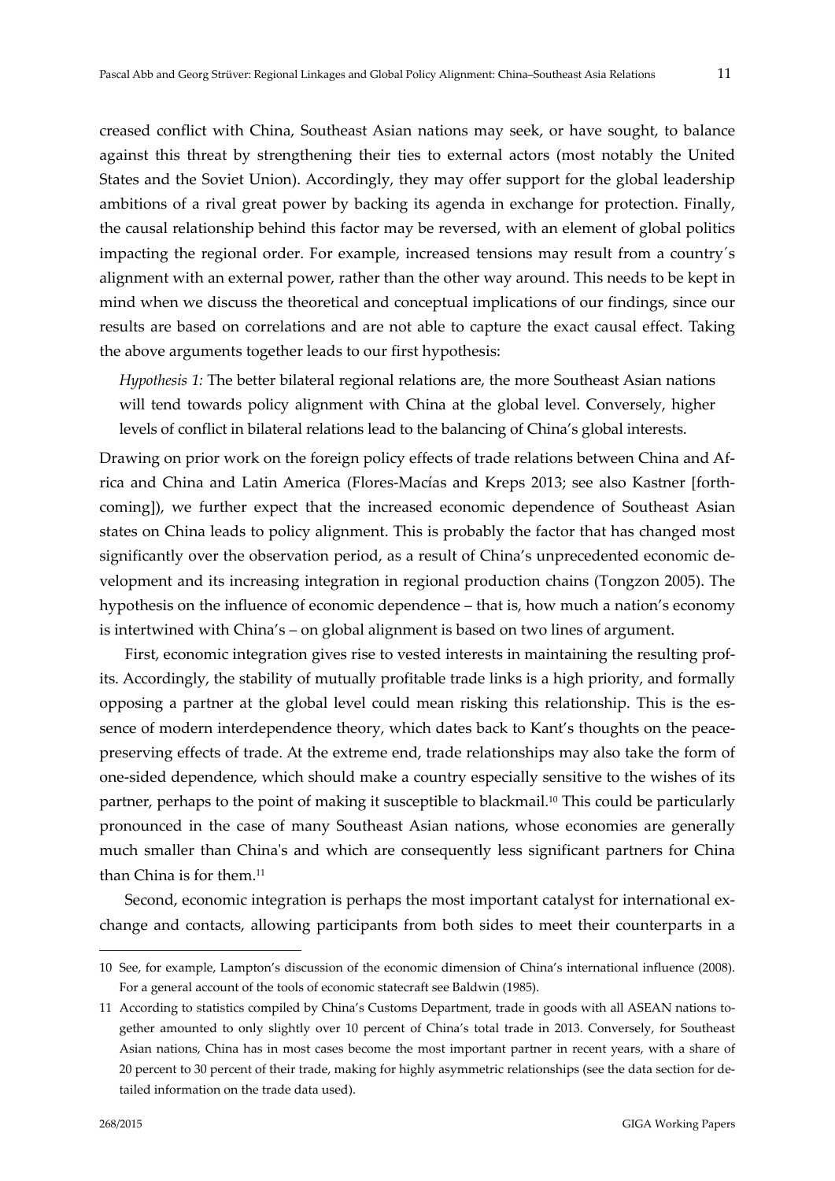creased conflict with China, Southeast Asian nations may seek, or have sought, to balance against this threat by strengthening their ties to external actors (most notably the United States and the Soviet Union). Accordingly, they may offer support for the global leadership ambitions of a rival great power by backing its agenda in exchange for protection. Finally, the causal relationship behind this factor may be reversed, with an element of global politics impacting the regional order. For example, increased tensions may result from a country´s alignment with an external power, rather than the other way around. This needs to be kept in mind when we discuss the theoretical and conceptual implications of our findings, since our results are based on correlations and are not able to capture the exact causal effect. Taking the above arguments together leads to our first hypothesis:

> *Hypothesis 1:* The better bilateral regional relations are, the more Southeast Asian nations will tend towards policy alignment with China at the global level. Conversely, higher levels of conflict in bilateral relations lead to the balancing of China's global interests.

Drawing on prior work on the foreign policy effects of trade relations between China and Africa and China and Latin America (Flores-Macías and Kreps 2013; see also Kastner [forthcoming]), we further expect that the increased economic dependence of Southeast Asian states on China leads to policy alignment. This is probably the factor that has changed most significantly over the observation period, as a result of China's unprecedented economic development and its increasing integration in regional production chains (Tongzon 2005). The hypothesis on the influence of economic dependence – that is, how much a nation's economy is intertwined with China's – on global alignment is based on two lines of argument.

First, economic integration gives rise to vested interests in maintaining the resulting profits. Accordingly, the stability of mutually profitable trade links is a high priority, and formally opposing a partner at the global level could mean risking this relationship. This is the essence of modern interdependence theory, which dates back to Kant's thoughts on the peace-preserving effects of trade. At the extreme end, trade relationships may also take the form of one-sided dependence, which should make a country especially sensitive to the wishes of its partner, perhaps to the point of making it susceptible to blackmail.[10] This could be particularly pronounced in the case of many Southeast Asian nations, whose economies are generally much smaller than China's and which are consequently less significant partners for China than China is for them.[11]

Second, economic integration is perhaps the most important catalyst for international exchange and contacts, allowing participants from both sides to meet their counterparts in a

---

10 See, for example, Lampton's discussion of the economic dimension of China's international influence (2008). For a general account of the tools of economic statecraft see Baldwin (1985).

11 According to statistics compiled by China's Customs Department, trade in goods with all ASEAN nations together amounted to only slightly over 10 percent of China's total trade in 2013. Conversely, for Southeast Asian nations, China has in most cases become the most important partner in recent years, with a share of 20 percent to 30 percent of their trade, making for highly asymmetric relationships (see the data section for detailed information on the trade data used).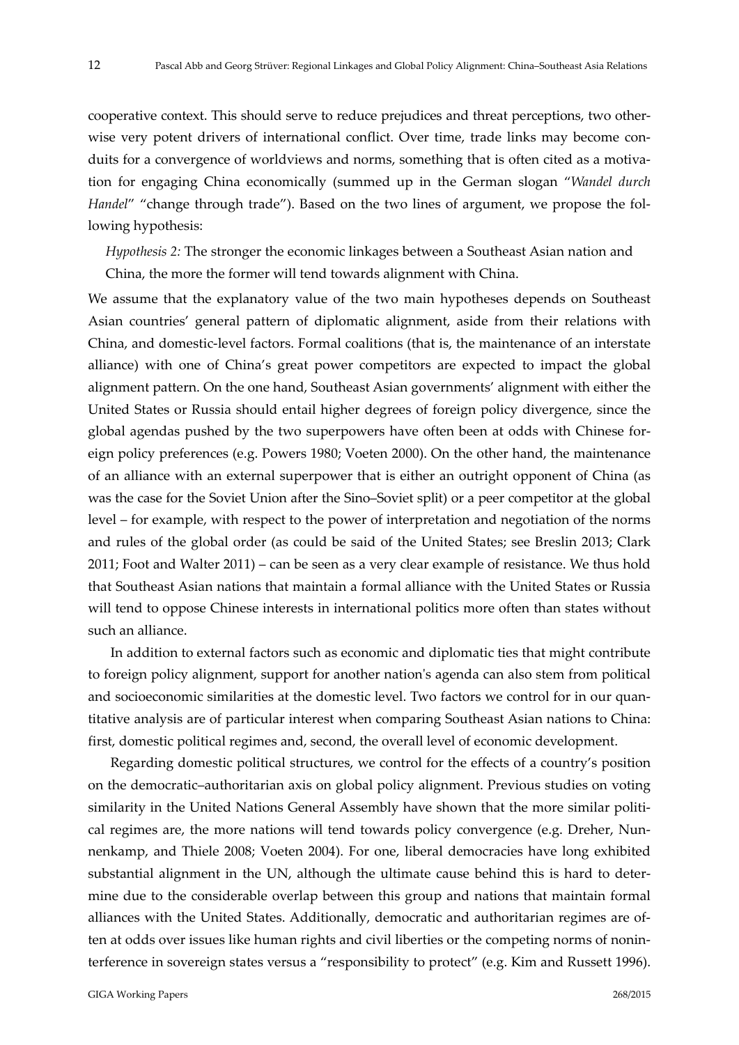cooperative context. This should serve to reduce prejudices and threat perceptions, two otherwise very potent drivers of international conflict. Over time, trade links may become conduits for a convergence of worldviews and norms, something that is often cited as a motivation for engaging China economically (summed up in the German slogan "*Wandel durch Handel*" "change through trade"). Based on the two lines of argument, we propose the following hypothesis:

*Hypothesis 2:* The stronger the economic linkages between a Southeast Asian nation and China, the more the former will tend towards alignment with China.

We assume that the explanatory value of the two main hypotheses depends on Southeast Asian countries' general pattern of diplomatic alignment, aside from their relations with China, and domestic-level factors. Formal coalitions (that is, the maintenance of an interstate alliance) with one of China's great power competitors are expected to impact the global alignment pattern. On the one hand, Southeast Asian governments' alignment with either the United States or Russia should entail higher degrees of foreign policy divergence, since the global agendas pushed by the two superpowers have often been at odds with Chinese foreign policy preferences (e.g. Powers 1980; Voeten 2000). On the other hand, the maintenance of an alliance with an external superpower that is either an outright opponent of China (as was the case for the Soviet Union after the Sino–Soviet split) or a peer competitor at the global level – for example, with respect to the power of interpretation and negotiation of the norms and rules of the global order (as could be said of the United States; see Breslin 2013; Clark 2011; Foot and Walter 2011) – can be seen as a very clear example of resistance. We thus hold that Southeast Asian nations that maintain a formal alliance with the United States or Russia will tend to oppose Chinese interests in international politics more often than states without such an alliance.

In addition to external factors such as economic and diplomatic ties that might contribute to foreign policy alignment, support for another nation's agenda can also stem from political and socioeconomic similarities at the domestic level. Two factors we control for in our quantitative analysis are of particular interest when comparing Southeast Asian nations to China: first, domestic political regimes and, second, the overall level of economic development.

Regarding domestic political structures, we control for the effects of a country's position on the democratic–authoritarian axis on global policy alignment. Previous studies on voting similarity in the United Nations General Assembly have shown that the more similar political regimes are, the more nations will tend towards policy convergence (e.g. Dreher, Nunnenkamp, and Thiele 2008; Voeten 2004). For one, liberal democracies have long exhibited substantial alignment in the UN, although the ultimate cause behind this is hard to determine due to the considerable overlap between this group and nations that maintain formal alliances with the United States. Additionally, democratic and authoritarian regimes are often at odds over issues like human rights and civil liberties or the competing norms of noninterference in sovereign states versus a "responsibility to protect" (e.g. Kim and Russett 1996).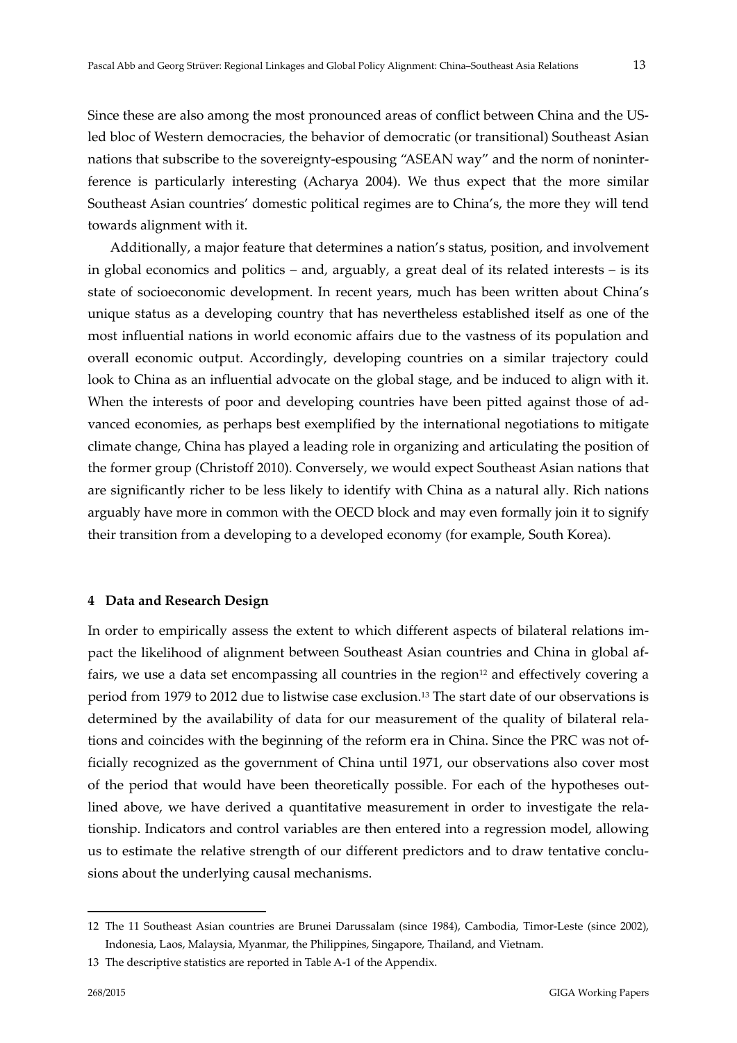Since these are also among the most pronounced areas of conflict between China and the US-led bloc of Western democracies, the behavior of democratic (or transitional) Southeast Asian nations that subscribe to the sovereignty-espousing "ASEAN way" and the norm of noninterference is particularly interesting (Acharya 2004). We thus expect that the more similar Southeast Asian countries' domestic political regimes are to China's, the more they will tend towards alignment with it.

Additionally, a major feature that determines a nation's status, position, and involvement in global economics and politics – and, arguably, a great deal of its related interests – is its state of socioeconomic development. In recent years, much has been written about China's unique status as a developing country that has nevertheless established itself as one of the most influential nations in world economic affairs due to the vastness of its population and overall economic output. Accordingly, developing countries on a similar trajectory could look to China as an influential advocate on the global stage, and be induced to align with it. When the interests of poor and developing countries have been pitted against those of advanced economies, as perhaps best exemplified by the international negotiations to mitigate climate change, China has played a leading role in organizing and articulating the position of the former group (Christoff 2010). Conversely, we would expect Southeast Asian nations that are significantly richer to be less likely to identify with China as a natural ally. Rich nations arguably have more in common with the OECD block and may even formally join it to signify their transition from a developing to a developed economy (for example, South Korea).

## 4 Data and Research Design

In order to empirically assess the extent to which different aspects of bilateral relations impact the likelihood of alignment between Southeast Asian countries and China in global affairs, we use a data set encompassing all countries in the region[12] and effectively covering a period from 1979 to 2012 due to listwise case exclusion.[13] The start date of our observations is determined by the availability of data for our measurement of the quality of bilateral relations and coincides with the beginning of the reform era in China. Since the PRC was not officially recognized as the government of China until 1971, our observations also cover most of the period that would have been theoretically possible. For each of the hypotheses outlined above, we have derived a quantitative measurement in order to investigate the relationship. Indicators and control variables are then entered into a regression model, allowing us to estimate the relative strength of our different predictors and to draw tentative conclusions about the underlying causal mechanisms.

---

12 The 11 Southeast Asian countries are Brunei Darussalam (since 1984), Cambodia, Timor-Leste (since 2002), Indonesia, Laos, Malaysia, Myanmar, the Philippines, Singapore, Thailand, and Vietnam.

13 The descriptive statistics are reported in Table A-1 of the Appendix.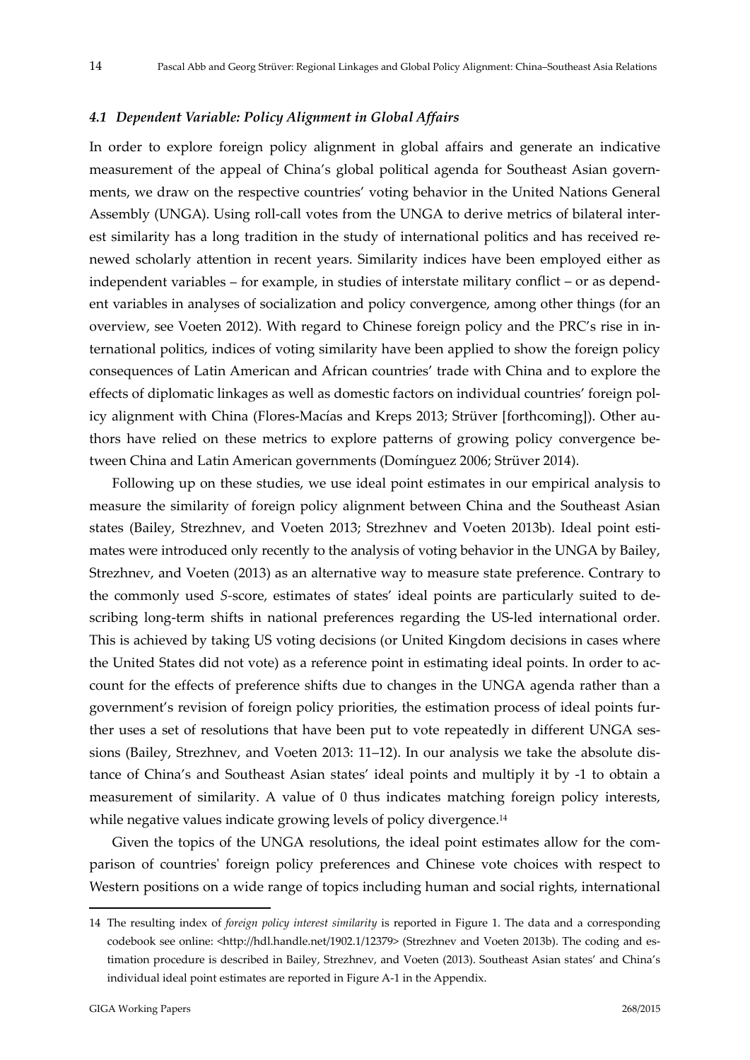### *4.1 Dependent Variable: Policy Alignment in Global Affairs*

In order to explore foreign policy alignment in global affairs and generate an indicative measurement of the appeal of China's global political agenda for Southeast Asian governments, we draw on the respective countries' voting behavior in the United Nations General Assembly (UNGA). Using roll-call votes from the UNGA to derive metrics of bilateral interest similarity has a long tradition in the study of international politics and has received renewed scholarly attention in recent years. Similarity indices have been employed either as independent variables – for example, in studies of interstate military conflict – or as dependent variables in analyses of socialization and policy convergence, among other things (for an overview, see Voeten 2012). With regard to Chinese foreign policy and the PRC's rise in international politics, indices of voting similarity have been applied to show the foreign policy consequences of Latin American and African countries' trade with China and to explore the effects of diplomatic linkages as well as domestic factors on individual countries' foreign policy alignment with China (Flores-Macías and Kreps 2013; Strüver [forthcoming]). Other authors have relied on these metrics to explore patterns of growing policy convergence between China and Latin American governments (Domínguez 2006; Strüver 2014).

Following up on these studies, we use ideal point estimates in our empirical analysis to measure the similarity of foreign policy alignment between China and the Southeast Asian states (Bailey, Strezhnev, and Voeten 2013; Strezhnev and Voeten 2013b). Ideal point estimates were introduced only recently to the analysis of voting behavior in the UNGA by Bailey, Strezhnev, and Voeten (2013) as an alternative way to measure state preference. Contrary to the commonly used *S*-score, estimates of states' ideal points are particularly suited to describing long-term shifts in national preferences regarding the US-led international order. This is achieved by taking US voting decisions (or United Kingdom decisions in cases where the United States did not vote) as a reference point in estimating ideal points. In order to account for the effects of preference shifts due to changes in the UNGA agenda rather than a government's revision of foreign policy priorities, the estimation process of ideal points further uses a set of resolutions that have been put to vote repeatedly in different UNGA sessions (Bailey, Strezhnev, and Voeten 2013: 11–12). In our analysis we take the absolute distance of China's and Southeast Asian states' ideal points and multiply it by -1 to obtain a measurement of similarity. A value of 0 thus indicates matching foreign policy interests, while negative values indicate growing levels of policy divergence.[14]

Given the topics of the UNGA resolutions, the ideal point estimates allow for the comparison of countries' foreign policy preferences and Chinese vote choices with respect to Western positions on a wide range of topics including human and social rights, international

---

14 The resulting index of *foreign policy interest similarity* is reported in Figure 1. The data and a corresponding codebook see online: <http://hdl.handle.net/1902.1/12379> (Strezhnev and Voeten 2013b). The coding and estimation procedure is described in Bailey, Strezhnev, and Voeten (2013). Southeast Asian states' and China's individual ideal point estimates are reported in Figure A-1 in the Appendix.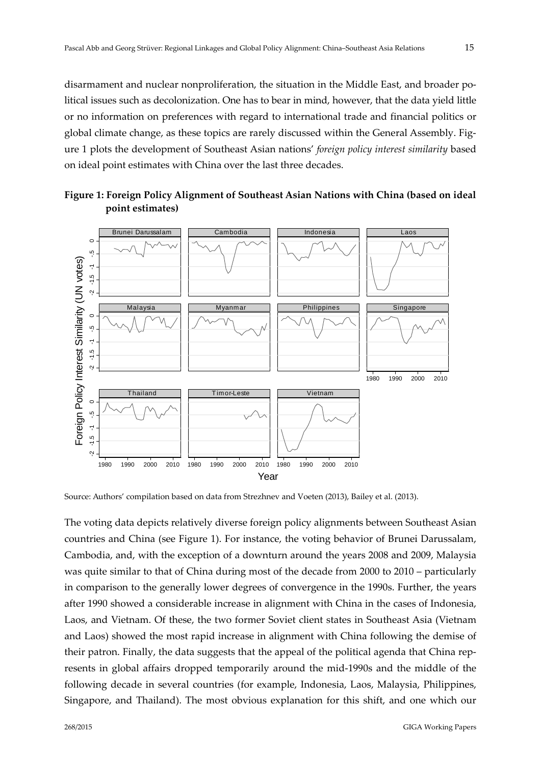disarmament and nuclear nonproliferation, the situation in the Middle East, and broader political issues such as decolonization. One has to bear in mind, however, that the data yield little or no information on preferences with regard to international trade and financial politics or global climate change, as these topics are rarely discussed within the General Assembly. Figure 1 plots the development of Southeast Asian nations' *foreign policy interest similarity* based on ideal point estimates with China over the last three decades.

**Figure 1: Foreign Policy Alignment of Southeast Asian Nations with China (based on ideal point estimates)**

Source: Authors' compilation based on data from Strezhnev and Voeten (2013), Bailey et al. (2013).

The voting data depicts relatively diverse foreign policy alignments between Southeast Asian countries and China (see Figure 1). For instance, the voting behavior of Brunei Darussalam, Cambodia, and, with the exception of a downturn around the years 2008 and 2009, Malaysia was quite similar to that of China during most of the decade from 2000 to 2010 – particularly in comparison to the generally lower degrees of convergence in the 1990s. Further, the years after 1990 showed a considerable increase in alignment with China in the cases of Indonesia, Laos, and Vietnam. Of these, the two former Soviet client states in Southeast Asia (Vietnam and Laos) showed the most rapid increase in alignment with China following the demise of their patron. Finally, the data suggests that the appeal of the political agenda that China represents in global affairs dropped temporarily around the mid-1990s and the middle of the following decade in several countries (for example, Indonesia, Laos, Malaysia, Philippines, Singapore, and Thailand). The most obvious explanation for this shift, and one which our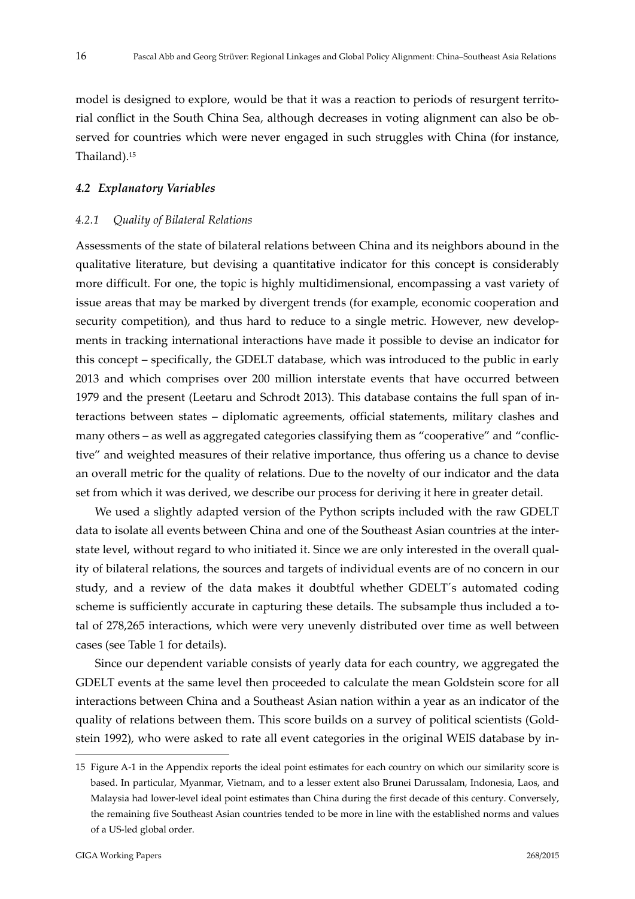model is designed to explore, would be that it was a reaction to periods of resurgent territorial conflict in the South China Sea, although decreases in voting alignment can also be observed for countries which were never engaged in such struggles with China (for instance, Thailand).[15]

### *4.2 Explanatory Variables*

#### *4.2.1 Quality of Bilateral Relations*

Assessments of the state of bilateral relations between China and its neighbors abound in the qualitative literature, but devising a quantitative indicator for this concept is considerably more difficult. For one, the topic is highly multidimensional, encompassing a vast variety of issue areas that may be marked by divergent trends (for example, economic cooperation and security competition), and thus hard to reduce to a single metric. However, new developments in tracking international interactions have made it possible to devise an indicator for this concept – specifically, the GDELT database, which was introduced to the public in early 2013 and which comprises over 200 million interstate events that have occurred between 1979 and the present (Leetaru and Schrodt 2013). This database contains the full span of interactions between states – diplomatic agreements, official statements, military clashes and many others – as well as aggregated categories classifying them as "cooperative" and "conflictive" and weighted measures of their relative importance, thus offering us a chance to devise an overall metric for the quality of relations. Due to the novelty of our indicator and the data set from which it was derived, we describe our process for deriving it here in greater detail.

We used a slightly adapted version of the Python scripts included with the raw GDELT data to isolate all events between China and one of the Southeast Asian countries at the interstate level, without regard to who initiated it. Since we are only interested in the overall quality of bilateral relations, the sources and targets of individual events are of no concern in our study, and a review of the data makes it doubtful whether GDELT´s automated coding scheme is sufficiently accurate in capturing these details. The subsample thus included a total of 278,265 interactions, which were very unevenly distributed over time as well between cases (see Table 1 for details).

Since our dependent variable consists of yearly data for each country, we aggregated the GDELT events at the same level then proceeded to calculate the mean Goldstein score for all interactions between China and a Southeast Asian nation within a year as an indicator of the quality of relations between them. This score builds on a survey of political scientists (Goldstein 1992), who were asked to rate all event categories in the original WEIS database by in-

---

15 Figure A-1 in the Appendix reports the ideal point estimates for each country on which our similarity score is based. In particular, Myanmar, Vietnam, and to a lesser extent also Brunei Darussalam, Indonesia, Laos, and Malaysia had lower-level ideal point estimates than China during the first decade of this century. Conversely, the remaining five Southeast Asian countries tended to be more in line with the established norms and values of a US-led global order.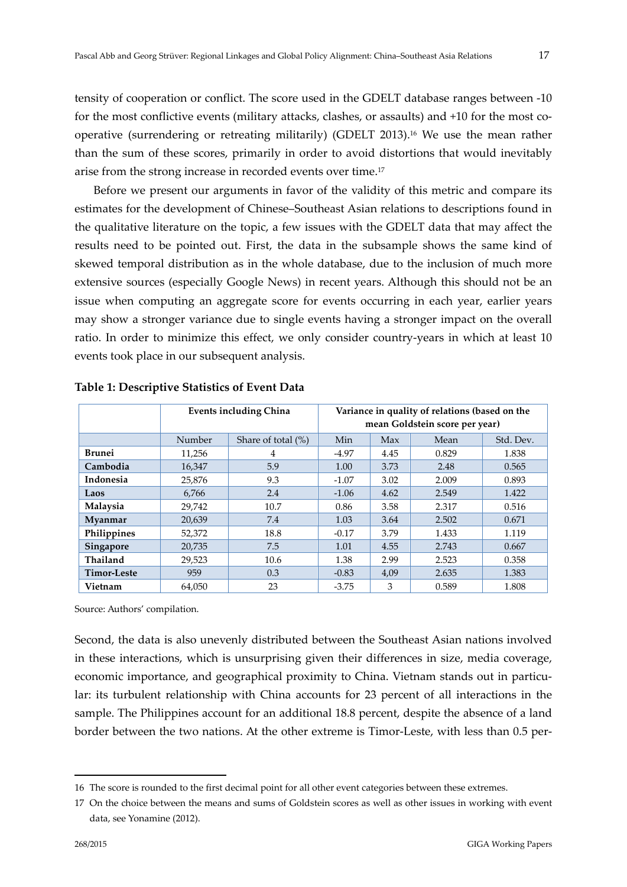tensity of cooperation or conflict. The score used in the GDELT database ranges between -10 for the most conflictive events (military attacks, clashes, or assaults) and +10 for the most cooperative (surrendering or retreating militarily) (GDELT 2013).[16] We use the mean rather than the sum of these scores, primarily in order to avoid distortions that would inevitably arise from the strong increase in recorded events over time.[17]

Before we present our arguments in favor of the validity of this metric and compare its estimates for the development of Chinese–Southeast Asian relations to descriptions found in the qualitative literature on the topic, a few issues with the GDELT data that may affect the results need to be pointed out. First, the data in the subsample shows the same kind of skewed temporal distribution as in the whole database, due to the inclusion of much more extensive sources (especially Google News) in recent years. Although this should not be an issue when computing an aggregate score for events occurring in each year, earlier years may show a stronger variance due to single events having a stronger impact on the overall ratio. In order to minimize this effect, we only consider country-years in which at least 10 events took place in our subsequent analysis.

**Table 1: Descriptive Statistics of Event Data**

| | Events including China | | Variance in quality of relations (based on the mean Goldstein score per year) | | | |
|---|---|---|---|---|---|---|
| | Number | Share of total (%) | Min | Max | Mean | Std. Dev. |
| **Brunei** | 11,256 | 4 | -4.97 | 4.45 | 0.829 | 1.838 |
| **Cambodia** | 16,347 | 5.9 | 1.00 | 3.73 | 2.48 | 0.565 |
| **Indonesia** | 25,876 | 9.3 | -1.07 | 3.02 | 2.009 | 0.893 |
| **Laos** | 6,766 | 2.4 | -1.06 | 4.62 | 2.549 | 1.422 |
| **Malaysia** | 29,742 | 10.7 | 0.86 | 3.58 | 2.317 | 0.516 |
| **Myanmar** | 20,639 | 7.4 | 1.03 | 3.64 | 2.502 | 0.671 |
| **Philippines** | 52,372 | 18.8 | -0.17 | 3.79 | 1.433 | 1.119 |
| **Singapore** | 20,735 | 7.5 | 1.01 | 4.55 | 2.743 | 0.667 |
| **Thailand** | 29,523 | 10.6 | 1.38 | 2.99 | 2.523 | 0.358 |
| **Timor-Leste** | 959 | 0.3 | -0.83 | 4,09 | 2.635 | 1.383 |
| **Vietnam** | 64,050 | 23 | -3.75 | 3 | 0.589 | 1.808 |

Source: Authors' compilation.

Second, the data is also unevenly distributed between the Southeast Asian nations involved in these interactions, which is unsurprising given their differences in size, media coverage, economic importance, and geographical proximity to China. Vietnam stands out in particular: its turbulent relationship with China accounts for 23 percent of all interactions in the sample. The Philippines account for an additional 18.8 percent, despite the absence of a land border between the two nations. At the other extreme is Timor-Leste, with less than 0.5 per-

---

16 The score is rounded to the first decimal point for all other event categories between these extremes.

17 On the choice between the means and sums of Goldstein scores as well as other issues in working with event data, see Yonamine (2012).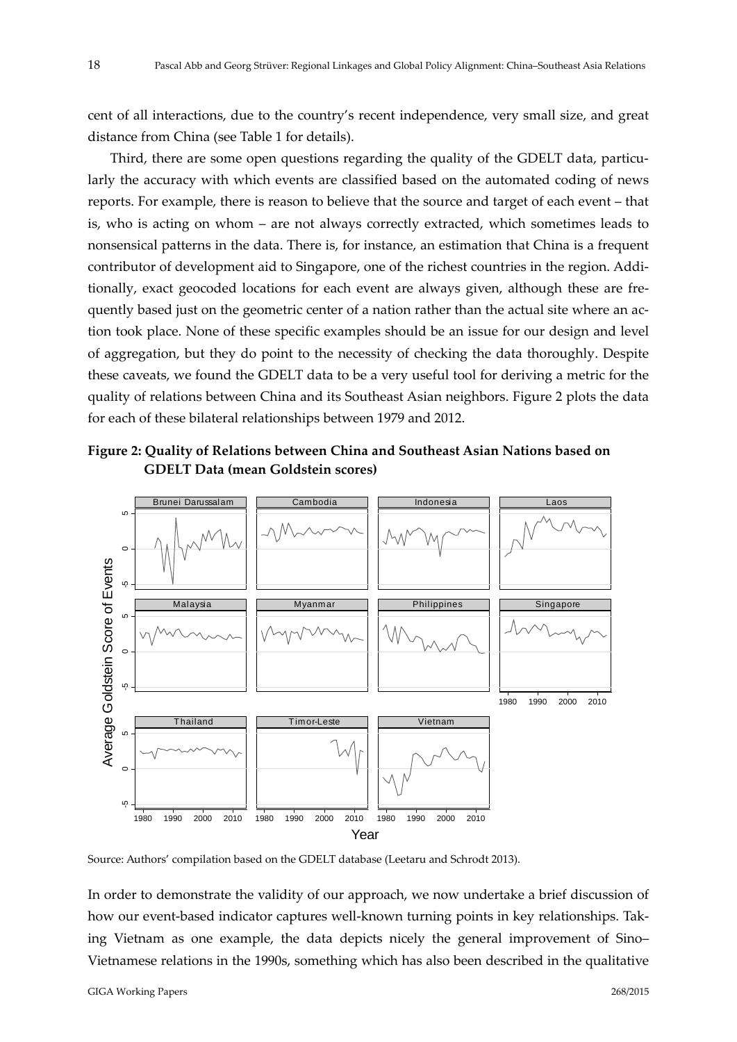cent of all interactions, due to the country's recent independence, very small size, and great distance from China (see Table 1 for details).

Third, there are some open questions regarding the quality of the GDELT data, particularly the accuracy with which events are classified based on the automated coding of news reports. For example, there is reason to believe that the source and target of each event – that is, who is acting on whom – are not always correctly extracted, which sometimes leads to nonsensical patterns in the data. There is, for instance, an estimation that China is a frequent contributor of development aid to Singapore, one of the richest countries in the region. Additionally, exact geocoded locations for each event are always given, although these are frequently based just on the geometric center of a nation rather than the actual site where an action took place. None of these specific examples should be an issue for our design and level of aggregation, but they do point to the necessity of checking the data thoroughly. Despite these caveats, we found the GDELT data to be a very useful tool for deriving a metric for the quality of relations between China and its Southeast Asian neighbors. Figure 2 plots the data for each of these bilateral relationships between 1979 and 2012.

**Figure 2: Quality of Relations between China and Southeast Asian Nations based on GDELT Data (mean Goldstein scores)**

Source: Authors' compilation based on the GDELT database (Leetaru and Schrodt 2013).

In order to demonstrate the validity of our approach, we now undertake a brief discussion of how our event-based indicator captures well-known turning points in key relationships. Taking Vietnam as one example, the data depicts nicely the general improvement of Sino–Vietnamese relations in the 1990s, something which has also been described in the qualitative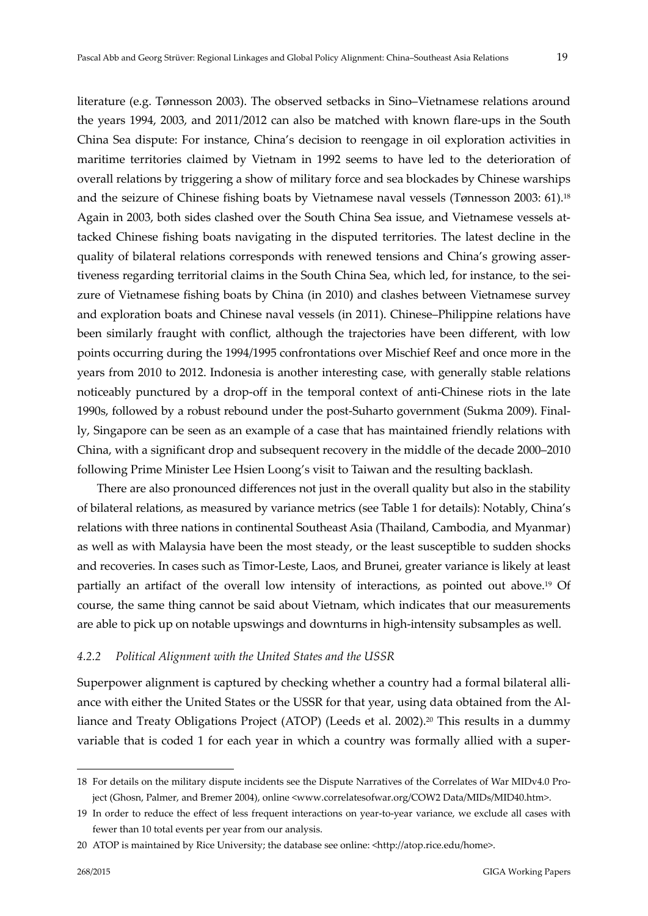literature (e.g. Tønnesson 2003). The observed setbacks in Sino–Vietnamese relations around the years 1994, 2003, and 2011/2012 can also be matched with known flare-ups in the South China Sea dispute: For instance, China's decision to reengage in oil exploration activities in maritime territories claimed by Vietnam in 1992 seems to have led to the deterioration of overall relations by triggering a show of military force and sea blockades by Chinese warships and the seizure of Chinese fishing boats by Vietnamese naval vessels (Tønnesson 2003: 61).[18] Again in 2003, both sides clashed over the South China Sea issue, and Vietnamese vessels attacked Chinese fishing boats navigating in the disputed territories. The latest decline in the quality of bilateral relations corresponds with renewed tensions and China's growing assertiveness regarding territorial claims in the South China Sea, which led, for instance, to the seizure of Vietnamese fishing boats by China (in 2010) and clashes between Vietnamese survey and exploration boats and Chinese naval vessels (in 2011). Chinese–Philippine relations have been similarly fraught with conflict, although the trajectories have been different, with low points occurring during the 1994/1995 confrontations over Mischief Reef and once more in the years from 2010 to 2012. Indonesia is another interesting case, with generally stable relations noticeably punctured by a drop-off in the temporal context of anti-Chinese riots in the late 1990s, followed by a robust rebound under the post-Suharto government (Sukma 2009). Finally, Singapore can be seen as an example of a case that has maintained friendly relations with China, with a significant drop and subsequent recovery in the middle of the decade 2000–2010 following Prime Minister Lee Hsien Loong's visit to Taiwan and the resulting backlash.

There are also pronounced differences not just in the overall quality but also in the stability of bilateral relations, as measured by variance metrics (see Table 1 for details): Notably, China's relations with three nations in continental Southeast Asia (Thailand, Cambodia, and Myanmar) as well as with Malaysia have been the most steady, or the least susceptible to sudden shocks and recoveries. In cases such as Timor-Leste, Laos, and Brunei, greater variance is likely at least partially an artifact of the overall low intensity of interactions, as pointed out above.[19] Of course, the same thing cannot be said about Vietnam, which indicates that our measurements are able to pick up on notable upswings and downturns in high-intensity subsamples as well.

#### *4.2.2 Political Alignment with the United States and the USSR*

Superpower alignment is captured by checking whether a country had a formal bilateral alliance with either the United States or the USSR for that year, using data obtained from the Alliance and Treaty Obligations Project (ATOP) (Leeds et al. 2002).[20] This results in a dummy variable that is coded 1 for each year in which a country was formally allied with a super-

---

18 For details on the military dispute incidents see the Dispute Narratives of the Correlates of War MIDv4.0 Project (Ghosn, Palmer, and Bremer 2004), online <www.correlatesofwar.org/COW2 Data/MIDs/MID40.htm>.

19 In order to reduce the effect of less frequent interactions on year-to-year variance, we exclude all cases with fewer than 10 total events per year from our analysis.

20 ATOP is maintained by Rice University; the database see online: <http://atop.rice.edu/home>.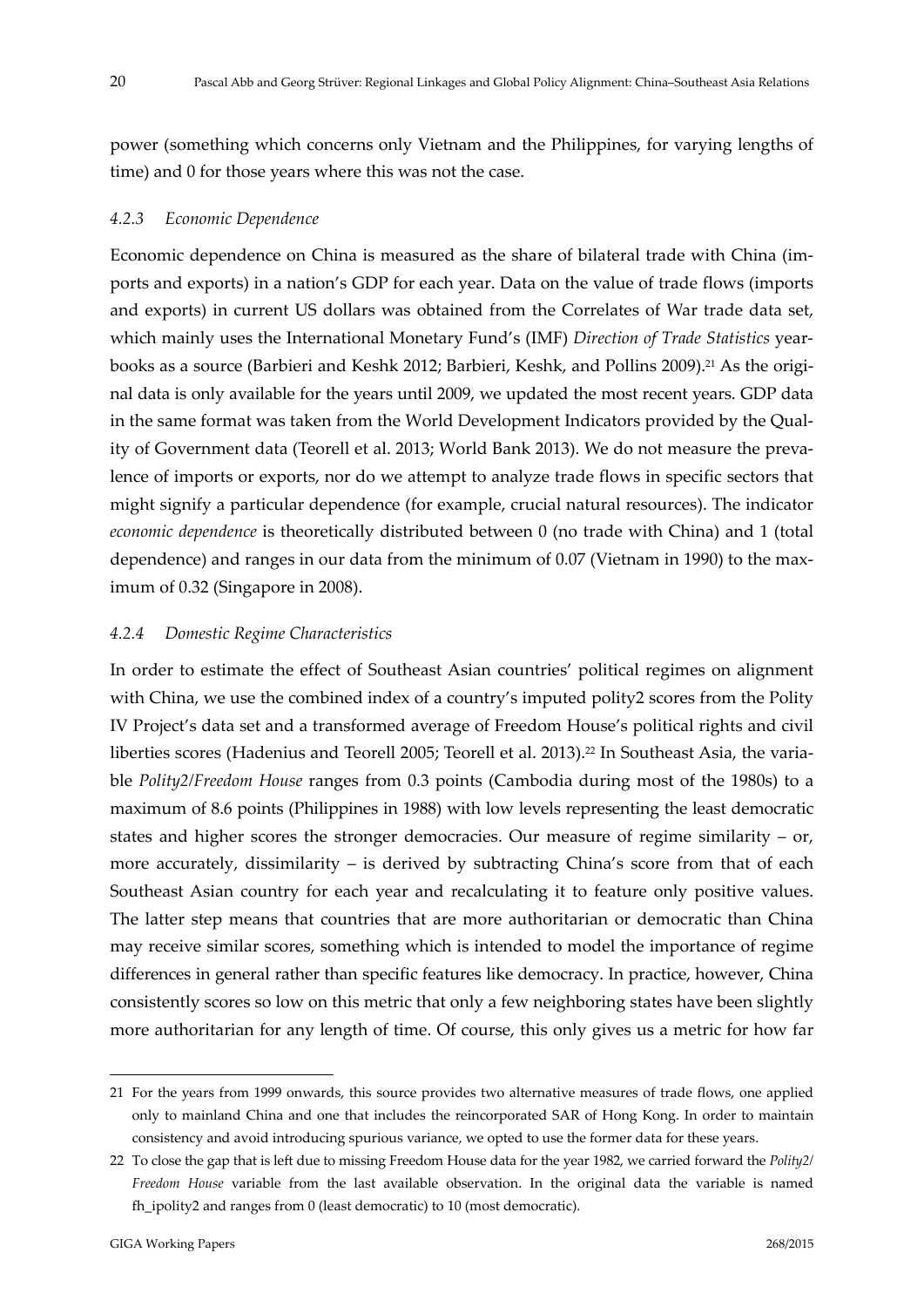power (something which concerns only Vietnam and the Philippines, for varying lengths of time) and 0 for those years where this was not the case.

#### *4.2.3 Economic Dependence*

Economic dependence on China is measured as the share of bilateral trade with China (imports and exports) in a nation's GDP for each year. Data on the value of trade flows (imports and exports) in current US dollars was obtained from the Correlates of War trade data set, which mainly uses the International Monetary Fund's (IMF) *Direction of Trade Statistics* yearbooks as a source (Barbieri and Keshk 2012; Barbieri, Keshk, and Pollins 2009).[21] As the original data is only available for the years until 2009, we updated the most recent years. GDP data in the same format was taken from the World Development Indicators provided by the Quality of Government data (Teorell et al. 2013; World Bank 2013). We do not measure the prevalence of imports or exports, nor do we attempt to analyze trade flows in specific sectors that might signify a particular dependence (for example, crucial natural resources). The indicator *economic dependence* is theoretically distributed between 0 (no trade with China) and 1 (total dependence) and ranges in our data from the minimum of 0.07 (Vietnam in 1990) to the maximum of 0.32 (Singapore in 2008).

#### *4.2.4 Domestic Regime Characteristics*

In order to estimate the effect of Southeast Asian countries' political regimes on alignment with China, we use the combined index of a country's imputed polity2 scores from the Polity IV Project's data set and a transformed average of Freedom House's political rights and civil liberties scores (Hadenius and Teorell 2005; Teorell et al. 2013).[22] In Southeast Asia, the variable *Polity2/Freedom House* ranges from 0.3 points (Cambodia during most of the 1980s) to a maximum of 8.6 points (Philippines in 1988) with low levels representing the least democratic states and higher scores the stronger democracies. Our measure of regime similarity – or, more accurately, dissimilarity – is derived by subtracting China's score from that of each Southeast Asian country for each year and recalculating it to feature only positive values. The latter step means that countries that are more authoritarian or democratic than China may receive similar scores, something which is intended to model the importance of regime differences in general rather than specific features like democracy. In practice, however, China consistently scores so low on this metric that only a few neighboring states have been slightly more authoritarian for any length of time. Of course, this only gives us a metric for how far

---

21 For the years from 1999 onwards, this source provides two alternative measures of trade flows, one applied only to mainland China and one that includes the reincorporated SAR of Hong Kong. In order to maintain consistency and avoid introducing spurious variance, we opted to use the former data for these years.

22 To close the gap that is left due to missing Freedom House data for the year 1982, we carried forward the *Polity2/Freedom House* variable from the last available observation. In the original data the variable is named fh_ipolity2 and ranges from 0 (least democratic) to 10 (most democratic).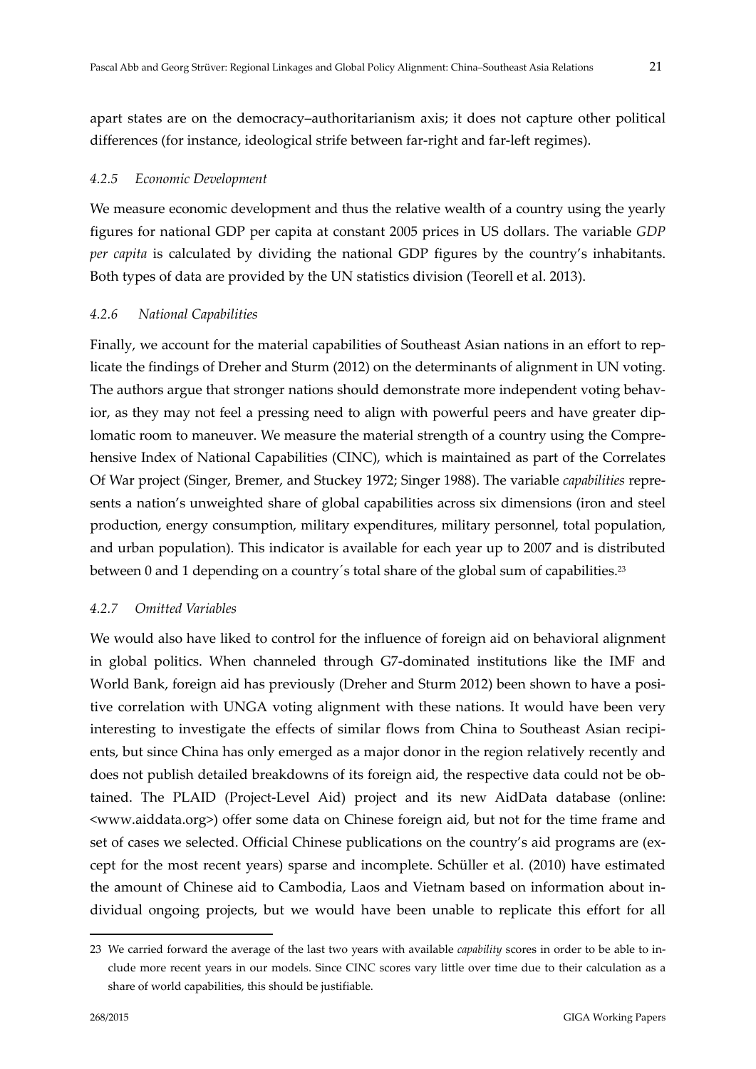apart states are on the democracy–authoritarianism axis; it does not capture other political differences (for instance, ideological strife between far-right and far-left regimes).

#### *4.2.5 Economic Development*

We measure economic development and thus the relative wealth of a country using the yearly figures for national GDP per capita at constant 2005 prices in US dollars. The variable *GDP per capita* is calculated by dividing the national GDP figures by the country's inhabitants. Both types of data are provided by the UN statistics division (Teorell et al. 2013).

#### *4.2.6 National Capabilities*

Finally, we account for the material capabilities of Southeast Asian nations in an effort to replicate the findings of Dreher and Sturm (2012) on the determinants of alignment in UN voting. The authors argue that stronger nations should demonstrate more independent voting behavior, as they may not feel a pressing need to align with powerful peers and have greater diplomatic room to maneuver. We measure the material strength of a country using the Comprehensive Index of National Capabilities (CINC), which is maintained as part of the Correlates Of War project (Singer, Bremer, and Stuckey 1972; Singer 1988). The variable *capabilities* represents a nation's unweighted share of global capabilities across six dimensions (iron and steel production, energy consumption, military expenditures, military personnel, total population, and urban population). This indicator is available for each year up to 2007 and is distributed between 0 and 1 depending on a country´s total share of the global sum of capabilities.[23]

#### *4.2.7 Omitted Variables*

We would also have liked to control for the influence of foreign aid on behavioral alignment in global politics. When channeled through G7-dominated institutions like the IMF and World Bank, foreign aid has previously (Dreher and Sturm 2012) been shown to have a positive correlation with UNGA voting alignment with these nations. It would have been very interesting to investigate the effects of similar flows from China to Southeast Asian recipients, but since China has only emerged as a major donor in the region relatively recently and does not publish detailed breakdowns of its foreign aid, the respective data could not be obtained. The PLAID (Project-Level Aid) project and its new AidData database (online: <www.aiddata.org>) offer some data on Chinese foreign aid, but not for the time frame and set of cases we selected. Official Chinese publications on the country's aid programs are (except for the most recent years) sparse and incomplete. Schüller et al. (2010) have estimated the amount of Chinese aid to Cambodia, Laos and Vietnam based on information about individual ongoing projects, but we would have been unable to replicate this effort for all

---

23 We carried forward the average of the last two years with available *capability* scores in order to be able to include more recent years in our models. Since CINC scores vary little over time due to their calculation as a share of world capabilities, this should be justifiable.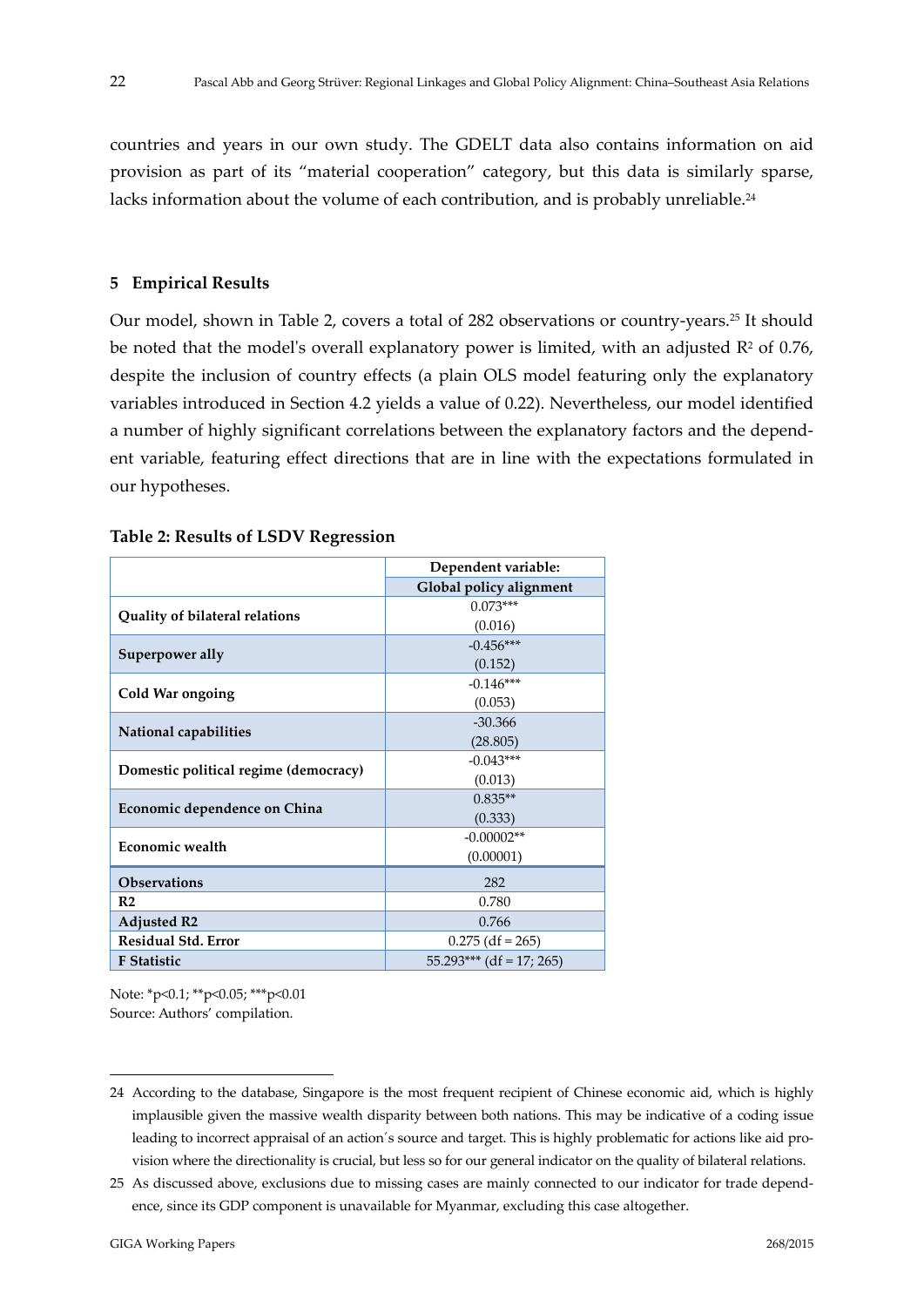countries and years in our own study. The GDELT data also contains information on aid provision as part of its "material cooperation" category, but this data is similarly sparse, lacks information about the volume of each contribution, and is probably unreliable.[24]

## 5 Empirical Results

Our model, shown in Table 2, covers a total of 282 observations or country-years.[25] It should be noted that the model's overall explanatory power is limited, with an adjusted $R^2$ of 0.76, despite the inclusion of country effects (a plain OLS model featuring only the explanatory variables introduced in Section 4.2 yields a value of 0.22). Nevertheless, our model identified a number of highly significant correlations between the explanatory factors and the dependent variable, featuring effect directions that are in line with the expectations formulated in our hypotheses.

**Table 2: Results of LSDV Regression**

| | Dependent variable: Global policy alignment |
|---|---|
| **Quality of bilateral relations** | 0.073***<br>(0.016) |
| **Superpower ally** | -0.456***<br>(0.152) |
| **Cold War ongoing** | -0.146***<br>(0.053) |
| **National capabilities** | -30.366<br>(28.805) |
| **Domestic political regime (democracy)** | -0.043***<br>(0.013) |
| **Economic dependence on China** | 0.835**<br>(0.333) |
| **Economic wealth** | -0.00002**<br>(0.00001) |
| **Observations** | 282 |
| **R2** | 0.780 |
| **Adjusted R2** | 0.766 |
| **Residual Std. Error** | 0.275 (df = 265) |
| **F Statistic** | 55.293*** (df = 17; 265) |

Note: *p<0.1; **p<0.05; ***p<0.01
Source: Authors' compilation.

---

24 According to the database, Singapore is the most frequent recipient of Chinese economic aid, which is highly implausible given the massive wealth disparity between both nations. This may be indicative of a coding issue leading to incorrect appraisal of an action´s source and target. This is highly problematic for actions like aid provision where the directionality is crucial, but less so for our general indicator on the quality of bilateral relations.

25 As discussed above, exclusions due to missing cases are mainly connected to our indicator for trade dependence, since its GDP component is unavailable for Myanmar, excluding this case altogether.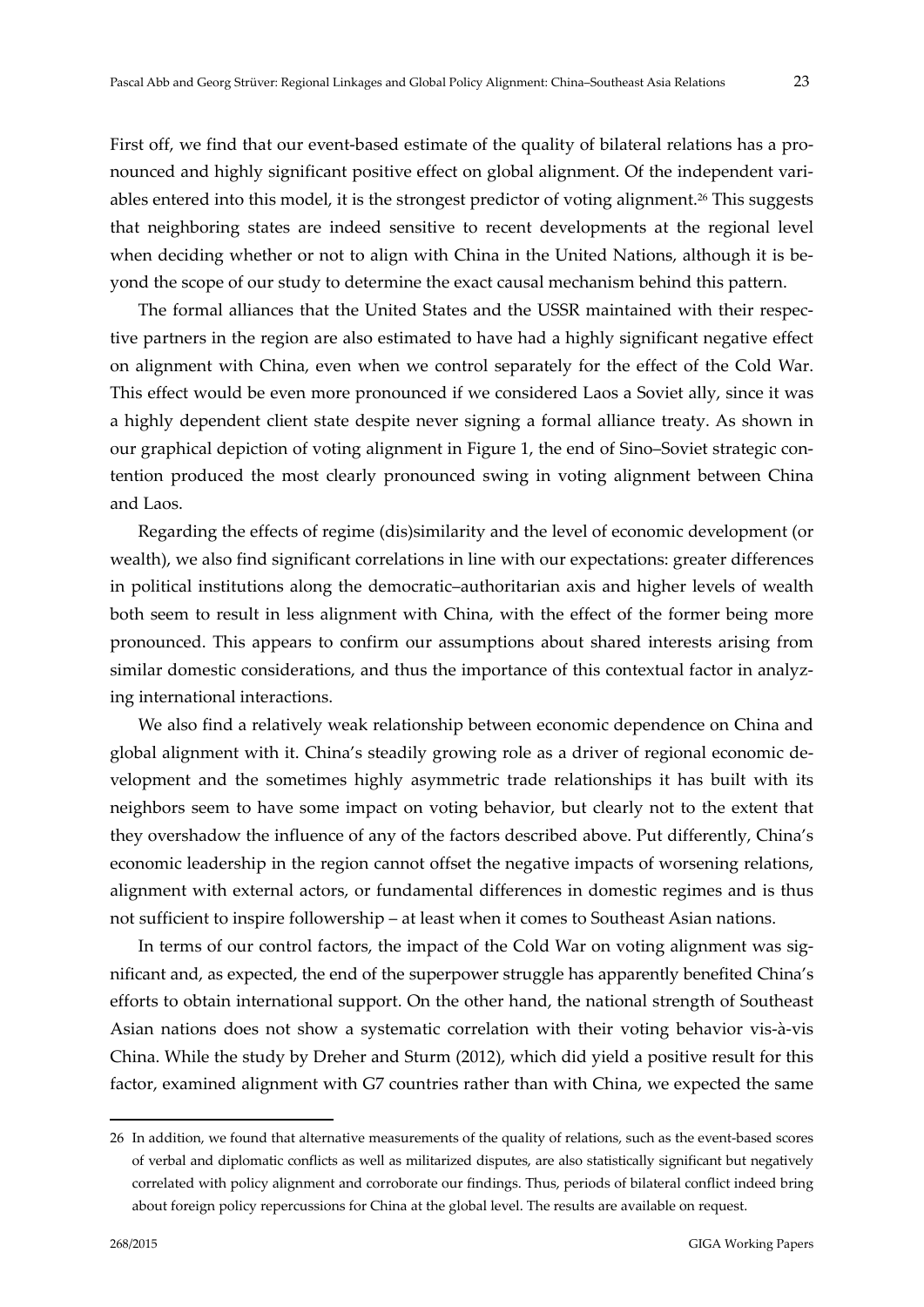First off, we find that our event-based estimate of the quality of bilateral relations has a pronounced and highly significant positive effect on global alignment. Of the independent variables entered into this model, it is the strongest predictor of voting alignment.[26] This suggests that neighboring states are indeed sensitive to recent developments at the regional level when deciding whether or not to align with China in the United Nations, although it is beyond the scope of our study to determine the exact causal mechanism behind this pattern.

The formal alliances that the United States and the USSR maintained with their respective partners in the region are also estimated to have had a highly significant negative effect on alignment with China, even when we control separately for the effect of the Cold War. This effect would be even more pronounced if we considered Laos a Soviet ally, since it was a highly dependent client state despite never signing a formal alliance treaty. As shown in our graphical depiction of voting alignment in Figure 1, the end of Sino–Soviet strategic contention produced the most clearly pronounced swing in voting alignment between China and Laos.

Regarding the effects of regime (dis)similarity and the level of economic development (or wealth), we also find significant correlations in line with our expectations: greater differences in political institutions along the democratic–authoritarian axis and higher levels of wealth both seem to result in less alignment with China, with the effect of the former being more pronounced. This appears to confirm our assumptions about shared interests arising from similar domestic considerations, and thus the importance of this contextual factor in analyzing international interactions.

We also find a relatively weak relationship between economic dependence on China and global alignment with it. China's steadily growing role as a driver of regional economic development and the sometimes highly asymmetric trade relationships it has built with its neighbors seem to have some impact on voting behavior, but clearly not to the extent that they overshadow the influence of any of the factors described above. Put differently, China's economic leadership in the region cannot offset the negative impacts of worsening relations, alignment with external actors, or fundamental differences in domestic regimes and is thus not sufficient to inspire followership – at least when it comes to Southeast Asian nations.

In terms of our control factors, the impact of the Cold War on voting alignment was significant and, as expected, the end of the superpower struggle has apparently benefited China's efforts to obtain international support. On the other hand, the national strength of Southeast Asian nations does not show a systematic correlation with their voting behavior vis-à-vis China. While the study by Dreher and Sturm (2012), which did yield a positive result for this factor, examined alignment with G7 countries rather than with China, we expected the same

---

26 In addition, we found that alternative measurements of the quality of relations, such as the event-based scores of verbal and diplomatic conflicts as well as militarized disputes, are also statistically significant but negatively correlated with policy alignment and corroborate our findings. Thus, periods of bilateral conflict indeed bring about foreign policy repercussions for China at the global level. The results are available on request.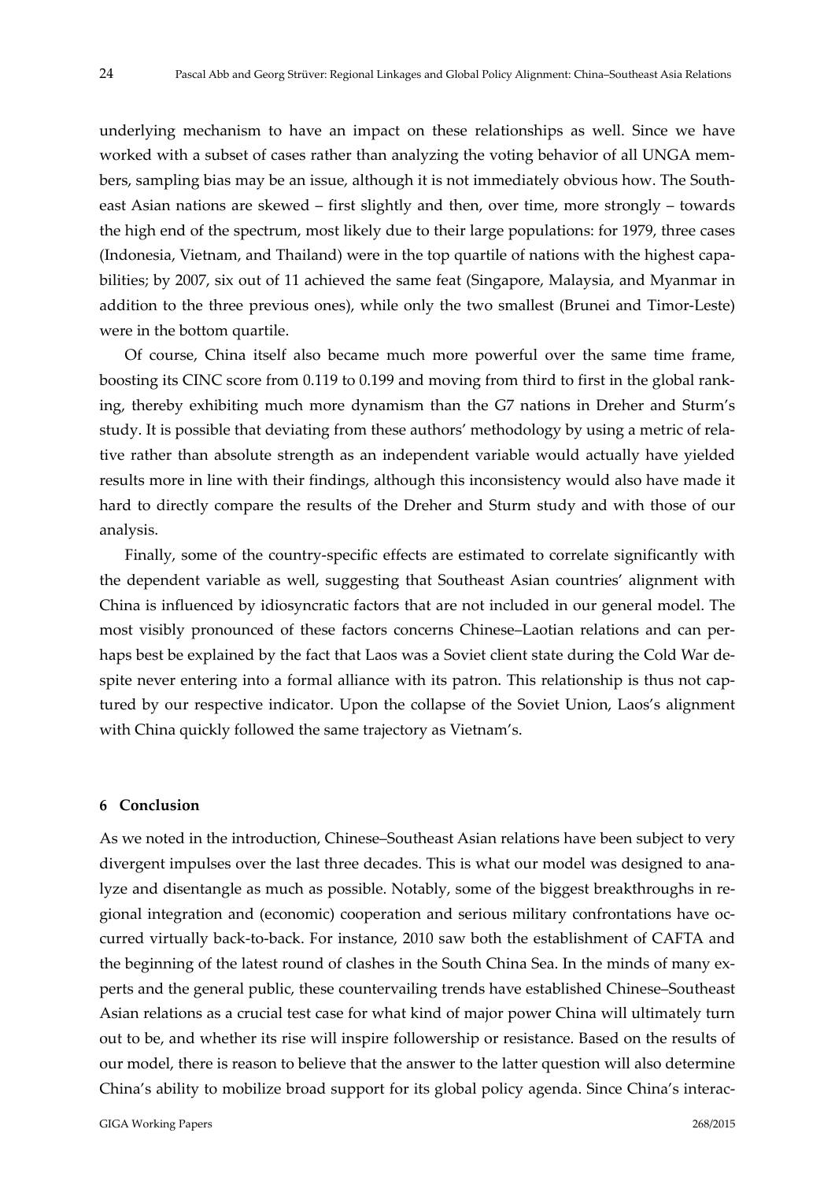underlying mechanism to have an impact on these relationships as well. Since we have worked with a subset of cases rather than analyzing the voting behavior of all UNGA members, sampling bias may be an issue, although it is not immediately obvious how. The Southeast Asian nations are skewed – first slightly and then, over time, more strongly – towards the high end of the spectrum, most likely due to their large populations: for 1979, three cases (Indonesia, Vietnam, and Thailand) were in the top quartile of nations with the highest capabilities; by 2007, six out of 11 achieved the same feat (Singapore, Malaysia, and Myanmar in addition to the three previous ones), while only the two smallest (Brunei and Timor-Leste) were in the bottom quartile.

Of course, China itself also became much more powerful over the same time frame, boosting its CINC score from 0.119 to 0.199 and moving from third to first in the global ranking, thereby exhibiting much more dynamism than the G7 nations in Dreher and Sturm's study. It is possible that deviating from these authors' methodology by using a metric of relative rather than absolute strength as an independent variable would actually have yielded results more in line with their findings, although this inconsistency would also have made it hard to directly compare the results of the Dreher and Sturm study and with those of our analysis.

Finally, some of the country-specific effects are estimated to correlate significantly with the dependent variable as well, suggesting that Southeast Asian countries' alignment with China is influenced by idiosyncratic factors that are not included in our general model. The most visibly pronounced of these factors concerns Chinese–Laotian relations and can perhaps best be explained by the fact that Laos was a Soviet client state during the Cold War despite never entering into a formal alliance with its patron. This relationship is thus not captured by our respective indicator. Upon the collapse of the Soviet Union, Laos's alignment with China quickly followed the same trajectory as Vietnam's.

## 6 Conclusion

As we noted in the introduction, Chinese–Southeast Asian relations have been subject to very divergent impulses over the last three decades. This is what our model was designed to analyze and disentangle as much as possible. Notably, some of the biggest breakthroughs in regional integration and (economic) cooperation and serious military confrontations have occurred virtually back-to-back. For instance, 2010 saw both the establishment of CAFTA and the beginning of the latest round of clashes in the South China Sea. In the minds of many experts and the general public, these countervailing trends have established Chinese–Southeast Asian relations as a crucial test case for what kind of major power China will ultimately turn out to be, and whether its rise will inspire followership or resistance. Based on the results of our model, there is reason to believe that the answer to the latter question will also determine China's ability to mobilize broad support for its global policy agenda. Since China's interac-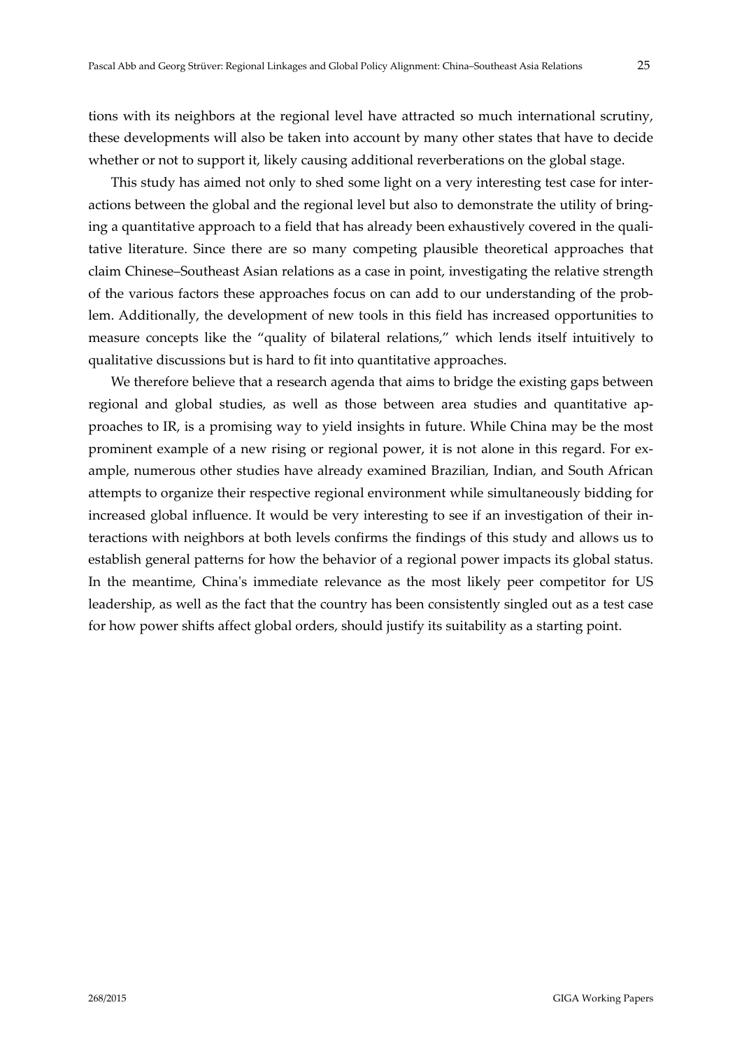tions with its neighbors at the regional level have attracted so much international scrutiny, these developments will also be taken into account by many other states that have to decide whether or not to support it, likely causing additional reverberations on the global stage.

This study has aimed not only to shed some light on a very interesting test case for interactions between the global and the regional level but also to demonstrate the utility of bringing a quantitative approach to a field that has already been exhaustively covered in the qualitative literature. Since there are so many competing plausible theoretical approaches that claim Chinese–Southeast Asian relations as a case in point, investigating the relative strength of the various factors these approaches focus on can add to our understanding of the problem. Additionally, the development of new tools in this field has increased opportunities to measure concepts like the "quality of bilateral relations," which lends itself intuitively to qualitative discussions but is hard to fit into quantitative approaches.

We therefore believe that a research agenda that aims to bridge the existing gaps between regional and global studies, as well as those between area studies and quantitative approaches to IR, is a promising way to yield insights in future. While China may be the most prominent example of a new rising or regional power, it is not alone in this regard. For example, numerous other studies have already examined Brazilian, Indian, and South African attempts to organize their respective regional environment while simultaneously bidding for increased global influence. It would be very interesting to see if an investigation of their interactions with neighbors at both levels confirms the findings of this study and allows us to establish general patterns for how the behavior of a regional power impacts its global status. In the meantime, China's immediate relevance as the most likely peer competitor for US leadership, as well as the fact that the country has been consistently singled out as a test case for how power shifts affect global orders, should justify its suitability as a starting point.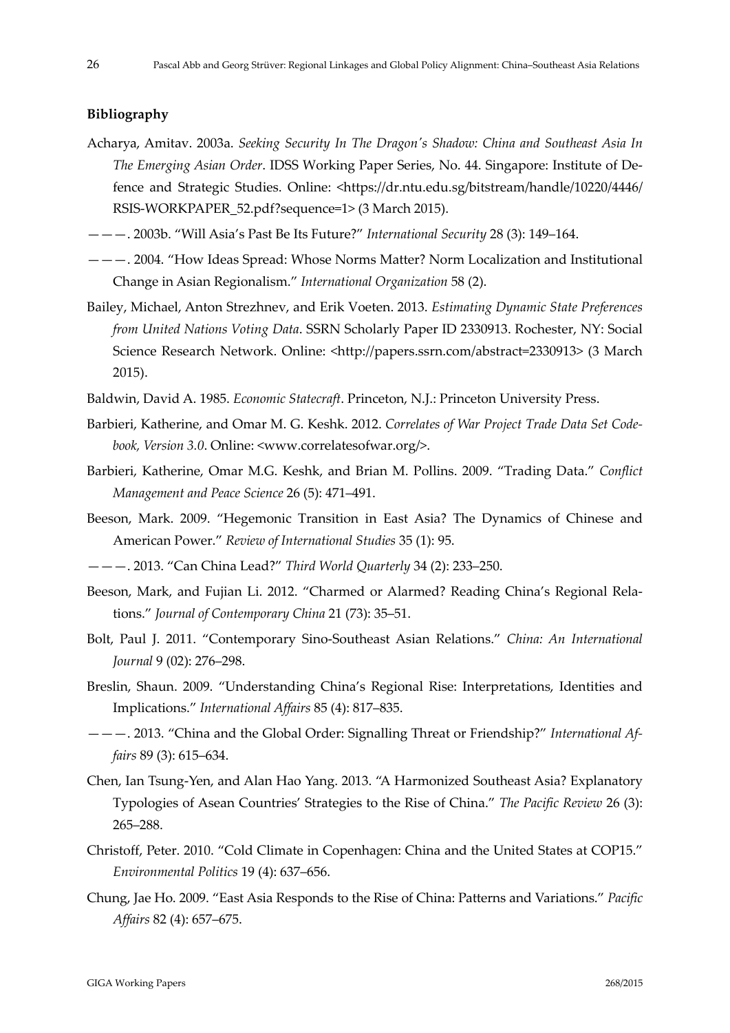**Bibliography**

Acharya, Amitav. 2003a. *Seeking Security In The Dragon's Shadow: China and Southeast Asia In The Emerging Asian Order*. IDSS Working Paper Series, No. 44. Singapore: Institute of Defence and Strategic Studies. Online: <https://dr.ntu.edu.sg/bitstream/handle/10220/4446/RSIS-WORKPAPER_52.pdf?sequence=1> (3 March 2015).

———. 2003b. "Will Asia's Past Be Its Future?" *International Security* 28 (3): 149–164.

———. 2004. "How Ideas Spread: Whose Norms Matter? Norm Localization and Institutional Change in Asian Regionalism." *International Organization* 58 (2).

Bailey, Michael, Anton Strezhnev, and Erik Voeten. 2013. *Estimating Dynamic State Preferences from United Nations Voting Data*. SSRN Scholarly Paper ID 2330913. Rochester, NY: Social Science Research Network. Online: <http://papers.ssrn.com/abstract=2330913> (3 March 2015).

Baldwin, David A. 1985. *Economic Statecraft*. Princeton, N.J.: Princeton University Press.

Barbieri, Katherine, and Omar M. G. Keshk. 2012. *Correlates of War Project Trade Data Set Codebook, Version 3.0*. Online: <www.correlatesofwar.org/>.

Barbieri, Katherine, Omar M.G. Keshk, and Brian M. Pollins. 2009. "Trading Data." *Conflict Management and Peace Science* 26 (5): 471–491.

Beeson, Mark. 2009. "Hegemonic Transition in East Asia? The Dynamics of Chinese and American Power." *Review of International Studies* 35 (1): 95.

———. 2013. "Can China Lead?" *Third World Quarterly* 34 (2): 233–250.

Beeson, Mark, and Fujian Li. 2012. "Charmed or Alarmed? Reading China's Regional Relations." *Journal of Contemporary China* 21 (73): 35–51.

Bolt, Paul J. 2011. "Contemporary Sino-Southeast Asian Relations." *China: An International Journal* 9 (02): 276–298.

Breslin, Shaun. 2009. "Understanding China's Regional Rise: Interpretations, Identities and Implications." *International Affairs* 85 (4): 817–835.

———. 2013. "China and the Global Order: Signalling Threat or Friendship?" *International Affairs* 89 (3): 615–634.

Chen, Ian Tsung-Yen, and Alan Hao Yang. 2013. "A Harmonized Southeast Asia? Explanatory Typologies of Asean Countries' Strategies to the Rise of China." *The Pacific Review* 26 (3): 265–288.

Christoff, Peter. 2010. "Cold Climate in Copenhagen: China and the United States at COP15." *Environmental Politics* 19 (4): 637–656.

Chung, Jae Ho. 2009. "East Asia Responds to the Rise of China: Patterns and Variations." *Pacific Affairs* 82 (4): 657–675.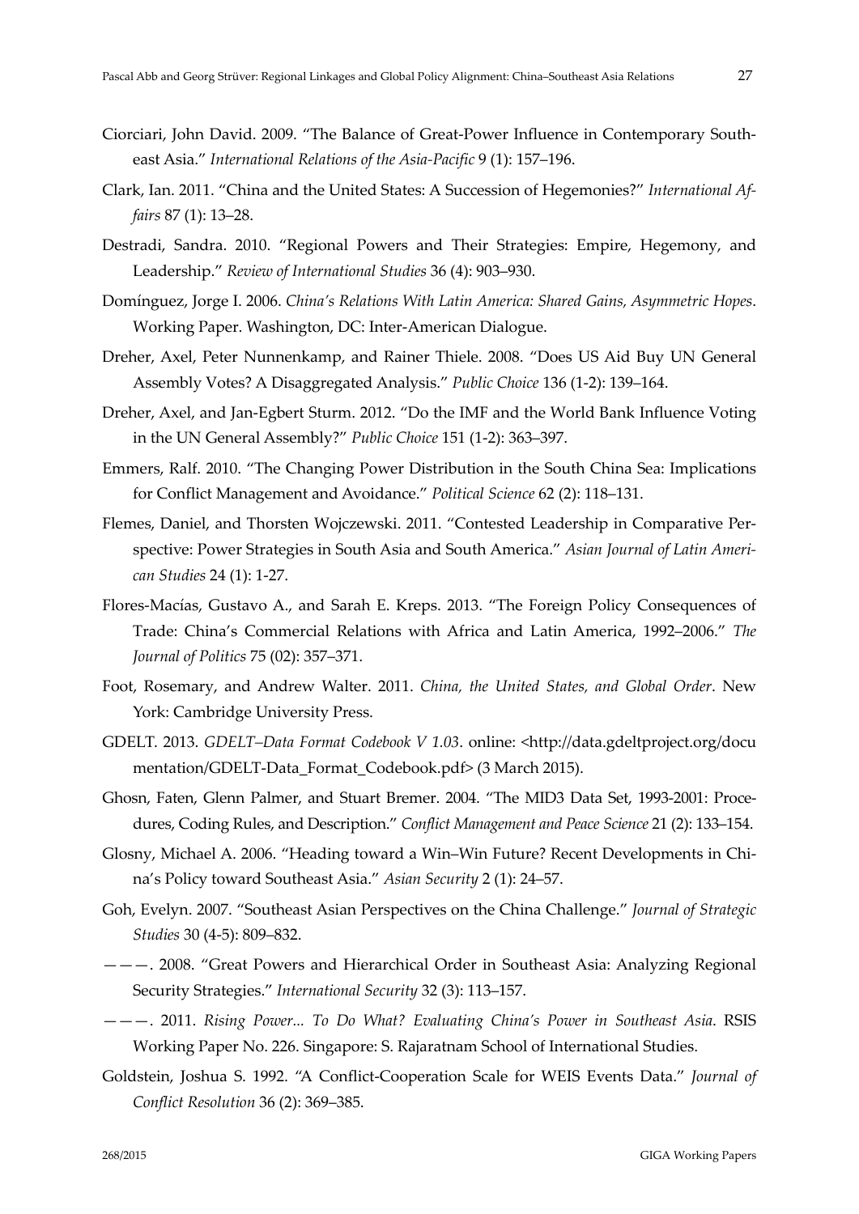Ciorciari, John David. 2009. "The Balance of Great-Power Influence in Contemporary Southeast Asia." *International Relations of the Asia-Pacific* 9 (1): 157–196.

Clark, Ian. 2011. "China and the United States: A Succession of Hegemonies?" *International Affairs* 87 (1): 13–28.

Destradi, Sandra. 2010. "Regional Powers and Their Strategies: Empire, Hegemony, and Leadership." *Review of International Studies* 36 (4): 903–930.

Domínguez, Jorge I. 2006. *China's Relations With Latin America: Shared Gains, Asymmetric Hopes*. Working Paper. Washington, DC: Inter-American Dialogue.

Dreher, Axel, Peter Nunnenkamp, and Rainer Thiele. 2008. "Does US Aid Buy UN General Assembly Votes? A Disaggregated Analysis." *Public Choice* 136 (1-2): 139–164.

Dreher, Axel, and Jan-Egbert Sturm. 2012. "Do the IMF and the World Bank Influence Voting in the UN General Assembly?" *Public Choice* 151 (1-2): 363–397.

Emmers, Ralf. 2010. "The Changing Power Distribution in the South China Sea: Implications for Conflict Management and Avoidance." *Political Science* 62 (2): 118–131.

Flemes, Daniel, and Thorsten Wojczewski. 2011. "Contested Leadership in Comparative Perspective: Power Strategies in South Asia and South America." *Asian Journal of Latin American Studies* 24 (1): 1-27.

Flores-Macías, Gustavo A., and Sarah E. Kreps. 2013. "The Foreign Policy Consequences of Trade: China's Commercial Relations with Africa and Latin America, 1992–2006." *The Journal of Politics* 75 (02): 357–371.

Foot, Rosemary, and Andrew Walter. 2011. *China, the United States, and Global Order*. New York: Cambridge University Press.

GDELT. 2013. *GDELT–Data Format Codebook V 1.03*. online: <http://data.gdeltproject.org/documentation/GDELT-Data_Format_Codebook.pdf> (3 March 2015).

Ghosn, Faten, Glenn Palmer, and Stuart Bremer. 2004. "The MID3 Data Set, 1993-2001: Procedures, Coding Rules, and Description." *Conflict Management and Peace Science* 21 (2): 133–154.

Glosny, Michael A. 2006. "Heading toward a Win–Win Future? Recent Developments in China's Policy toward Southeast Asia." *Asian Security* 2 (1): 24–57.

Goh, Evelyn. 2007. "Southeast Asian Perspectives on the China Challenge." *Journal of Strategic Studies* 30 (4-5): 809–832.

———. 2008. "Great Powers and Hierarchical Order in Southeast Asia: Analyzing Regional Security Strategies." *International Security* 32 (3): 113–157.

———. 2011. *Rising Power... To Do What? Evaluating China's Power in Southeast Asia*. RSIS Working Paper No. 226. Singapore: S. Rajaratnam School of International Studies.

Goldstein, Joshua S. 1992. "A Conflict-Cooperation Scale for WEIS Events Data." *Journal of Conflict Resolution* 36 (2): 369–385.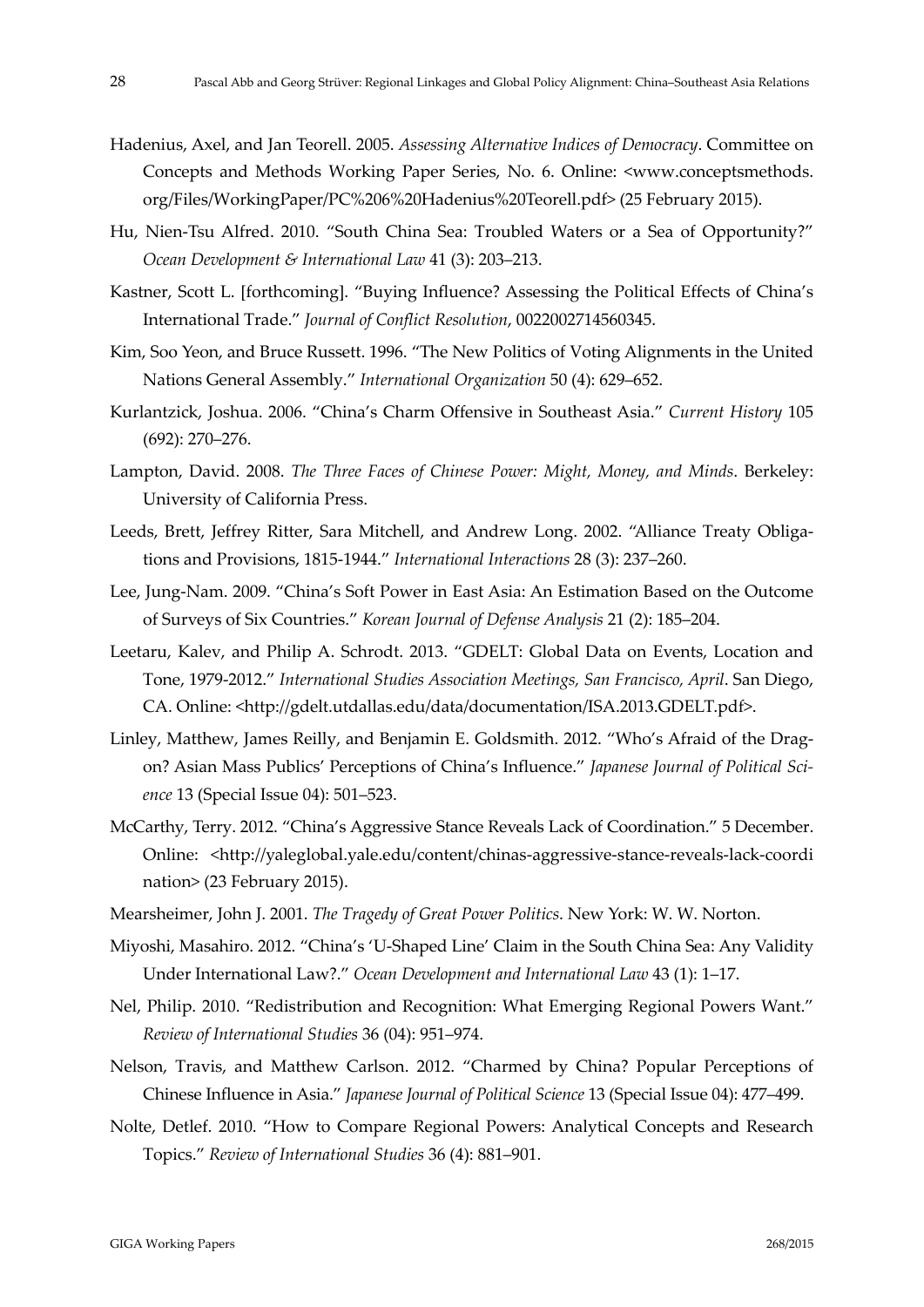Hadenius, Axel, and Jan Teorell. 2005. *Assessing Alternative Indices of Democracy*. Committee on Concepts and Methods Working Paper Series, No. 6. Online: <www.conceptsmethods.org/Files/WorkingPaper/PC%206%20Hadenius%20Teorell.pdf> (25 February 2015).

Hu, Nien-Tsu Alfred. 2010. "South China Sea: Troubled Waters or a Sea of Opportunity?" *Ocean Development & International Law* 41 (3): 203–213.

Kastner, Scott L. [forthcoming]. "Buying Influence? Assessing the Political Effects of China's International Trade." *Journal of Conflict Resolution*, 0022002714560345.

Kim, Soo Yeon, and Bruce Russett. 1996. "The New Politics of Voting Alignments in the United Nations General Assembly." *International Organization* 50 (4): 629–652.

Kurlantzick, Joshua. 2006. "China's Charm Offensive in Southeast Asia." *Current History* 105 (692): 270–276.

Lampton, David. 2008. *The Three Faces of Chinese Power: Might, Money, and Minds*. Berkeley: University of California Press.

Leeds, Brett, Jeffrey Ritter, Sara Mitchell, and Andrew Long. 2002. "Alliance Treaty Obligations and Provisions, 1815-1944." *International Interactions* 28 (3): 237–260.

Lee, Jung-Nam. 2009. "China's Soft Power in East Asia: An Estimation Based on the Outcome of Surveys of Six Countries." *Korean Journal of Defense Analysis* 21 (2): 185–204.

Leetaru, Kalev, and Philip A. Schrodt. 2013. "GDELT: Global Data on Events, Location and Tone, 1979-2012." *International Studies Association Meetings, San Francisco, April*. San Diego, CA. Online: <http://gdelt.utdallas.edu/data/documentation/ISA.2013.GDELT.pdf>.

Linley, Matthew, James Reilly, and Benjamin E. Goldsmith. 2012. "Who's Afraid of the Dragon? Asian Mass Publics' Perceptions of China's Influence." *Japanese Journal of Political Science* 13 (Special Issue 04): 501–523.

McCarthy, Terry. 2012. "China's Aggressive Stance Reveals Lack of Coordination." 5 December. Online: <http://yaleglobal.yale.edu/content/chinas-aggressive-stance-reveals-lack-coordination> (23 February 2015).

Mearsheimer, John J. 2001. *The Tragedy of Great Power Politics*. New York: W. W. Norton.

Miyoshi, Masahiro. 2012. "China's 'U-Shaped Line' Claim in the South China Sea: Any Validity Under International Law?." *Ocean Development and International Law* 43 (1): 1–17.

Nel, Philip. 2010. "Redistribution and Recognition: What Emerging Regional Powers Want." *Review of International Studies* 36 (04): 951–974.

Nelson, Travis, and Matthew Carlson. 2012. "Charmed by China? Popular Perceptions of Chinese Influence in Asia." *Japanese Journal of Political Science* 13 (Special Issue 04): 477–499.

Nolte, Detlef. 2010. "How to Compare Regional Powers: Analytical Concepts and Research Topics." *Review of International Studies* 36 (4): 881–901.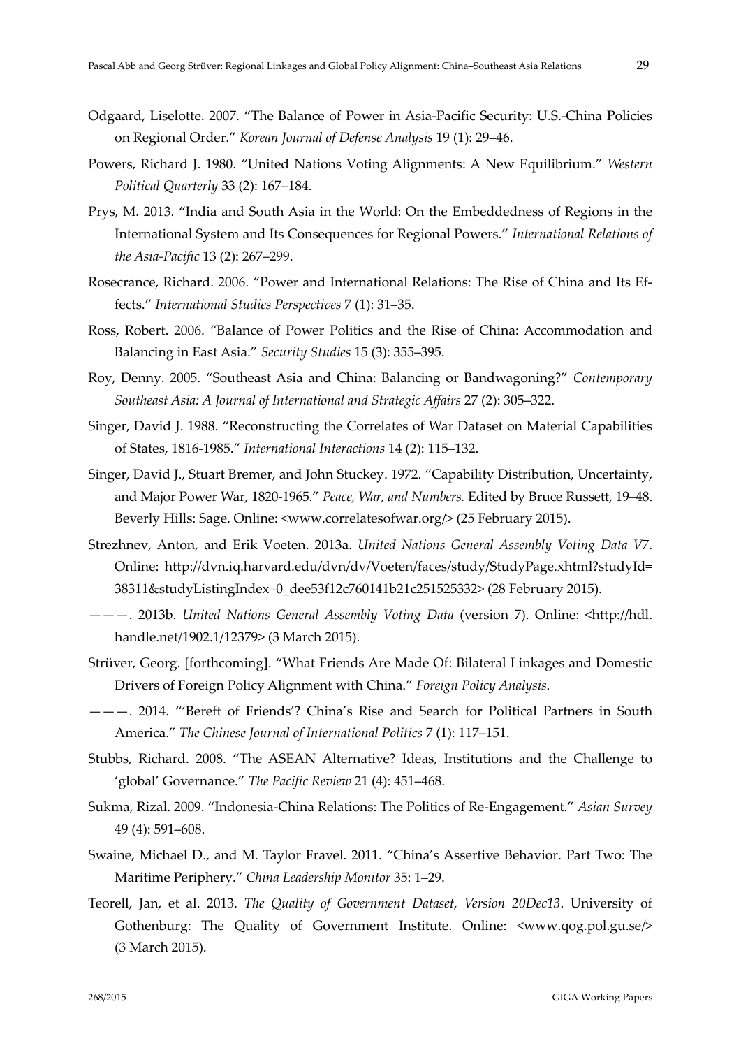Odgaard, Liselotte. 2007. "The Balance of Power in Asia-Pacific Security: U.S.-China Policies on Regional Order." *Korean Journal of Defense Analysis* 19 (1): 29–46.

Powers, Richard J. 1980. "United Nations Voting Alignments: A New Equilibrium." *Western Political Quarterly* 33 (2): 167–184.

Prys, M. 2013. "India and South Asia in the World: On the Embeddedness of Regions in the International System and Its Consequences for Regional Powers." *International Relations of the Asia-Pacific* 13 (2): 267–299.

Rosecrance, Richard. 2006. "Power and International Relations: The Rise of China and Its Effects." *International Studies Perspectives* 7 (1): 31–35.

Ross, Robert. 2006. "Balance of Power Politics and the Rise of China: Accommodation and Balancing in East Asia." *Security Studies* 15 (3): 355–395.

Roy, Denny. 2005. "Southeast Asia and China: Balancing or Bandwagoning?" *Contemporary Southeast Asia: A Journal of International and Strategic Affairs* 27 (2): 305–322.

Singer, David J. 1988. "Reconstructing the Correlates of War Dataset on Material Capabilities of States, 1816-1985." *International Interactions* 14 (2): 115–132.

Singer, David J., Stuart Bremer, and John Stuckey. 1972. "Capability Distribution, Uncertainty, and Major Power War, 1820-1965." *Peace, War, and Numbers.* Edited by Bruce Russett, 19–48. Beverly Hills: Sage. Online: <www.correlatesofwar.org/> (25 February 2015).

Strezhnev, Anton, and Erik Voeten. 2013a. *United Nations General Assembly Voting Data V7*. Online: http://dvn.iq.harvard.edu/dvn/dv/Voeten/faces/study/StudyPage.xhtml?studyId=38311&studyListingIndex=0_dee53f12c760141b21c251525332> (28 February 2015).

———. 2013b. *United Nations General Assembly Voting Data* (version 7). Online: <http://hdl.handle.net/1902.1/12379> (3 March 2015).

Strüver, Georg. [forthcoming]. "What Friends Are Made Of: Bilateral Linkages and Domestic Drivers of Foreign Policy Alignment with China." *Foreign Policy Analysis*.

———. 2014. "'Bereft of Friends'? China's Rise and Search for Political Partners in South America." *The Chinese Journal of International Politics* 7 (1): 117–151.

Stubbs, Richard. 2008. "The ASEAN Alternative? Ideas, Institutions and the Challenge to 'global' Governance." *The Pacific Review* 21 (4): 451–468.

Sukma, Rizal. 2009. "Indonesia-China Relations: The Politics of Re-Engagement." *Asian Survey* 49 (4): 591–608.

Swaine, Michael D., and M. Taylor Fravel. 2011. "China's Assertive Behavior. Part Two: The Maritime Periphery." *China Leadership Monitor* 35: 1–29.

Teorell, Jan, et al. 2013. *The Quality of Government Dataset, Version 20Dec13*. University of Gothenburg: The Quality of Government Institute. Online: <www.qog.pol.gu.se/> (3 March 2015).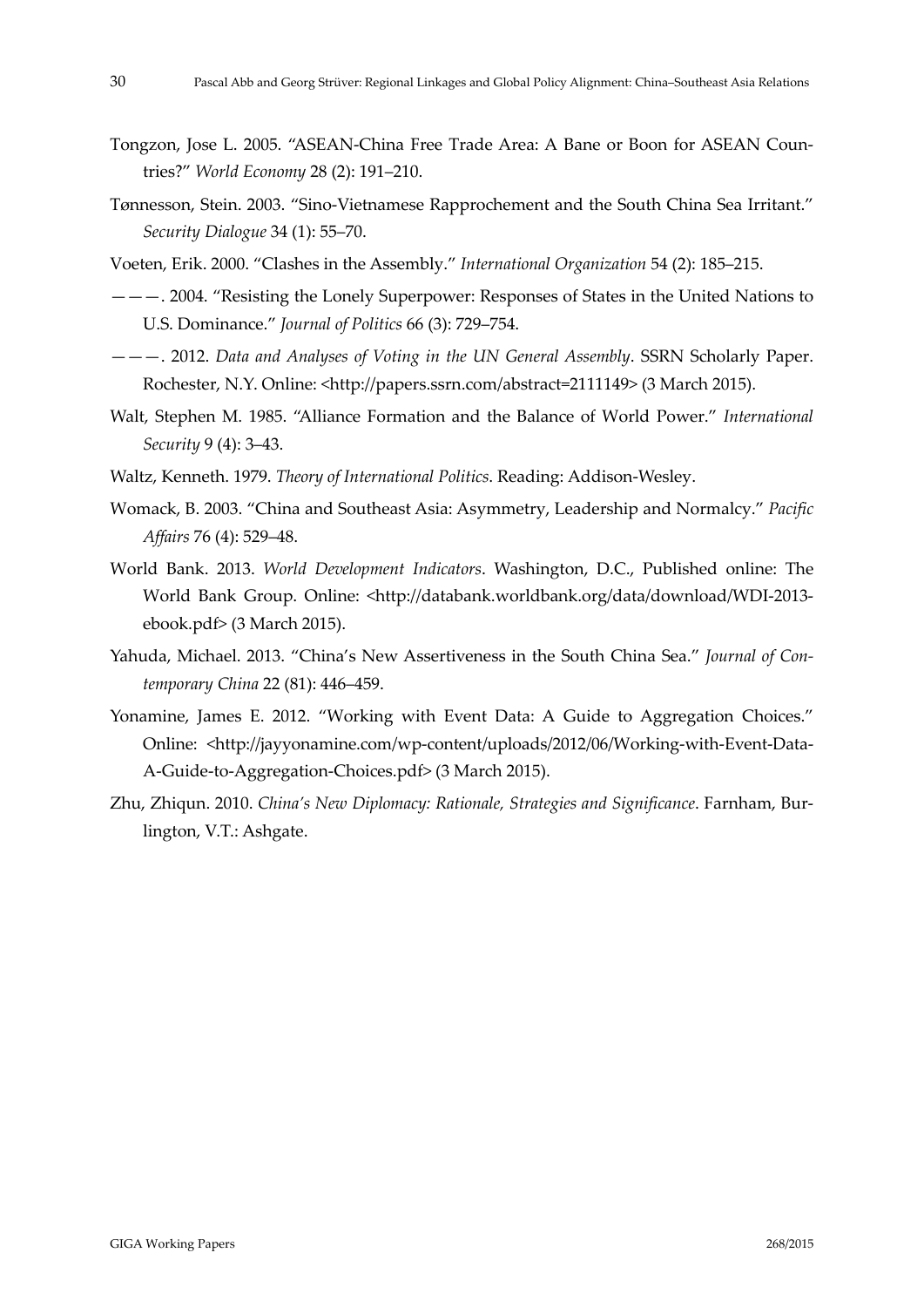Tongzon, Jose L. 2005. "ASEAN-China Free Trade Area: A Bane or Boon for ASEAN Countries?" *World Economy* 28 (2): 191–210.

Tønnesson, Stein. 2003. "Sino-Vietnamese Rapprochement and the South China Sea Irritant." *Security Dialogue* 34 (1): 55–70.

Voeten, Erik. 2000. "Clashes in the Assembly." *International Organization* 54 (2): 185–215.

———. 2004. "Resisting the Lonely Superpower: Responses of States in the United Nations to U.S. Dominance." *Journal of Politics* 66 (3): 729–754.

———. 2012. *Data and Analyses of Voting in the UN General Assembly*. SSRN Scholarly Paper. Rochester, N.Y. Online: <http://papers.ssrn.com/abstract=2111149> (3 March 2015).

Walt, Stephen M. 1985. "Alliance Formation and the Balance of World Power." *International Security* 9 (4): 3–43.

Waltz, Kenneth. 1979. *Theory of International Politics*. Reading: Addison-Wesley.

Womack, B. 2003. "China and Southeast Asia: Asymmetry, Leadership and Normalcy." *Pacific Affairs* 76 (4): 529–48.

World Bank. 2013. *World Development Indicators*. Washington, D.C., Published online: The World Bank Group. Online: <http://databank.worldbank.org/data/download/WDI-2013-ebook.pdf> (3 March 2015).

Yahuda, Michael. 2013. "China's New Assertiveness in the South China Sea." *Journal of Contemporary China* 22 (81): 446–459.

Yonamine, James E. 2012. "Working with Event Data: A Guide to Aggregation Choices." Online: <http://jayyonamine.com/wp-content/uploads/2012/06/Working-with-Event-Data-A-Guide-to-Aggregation-Choices.pdf> (3 March 2015).

Zhu, Zhiqun. 2010. *China's New Diplomacy: Rationale, Strategies and Significance*. Farnham, Burlington, V.T.: Ashgate.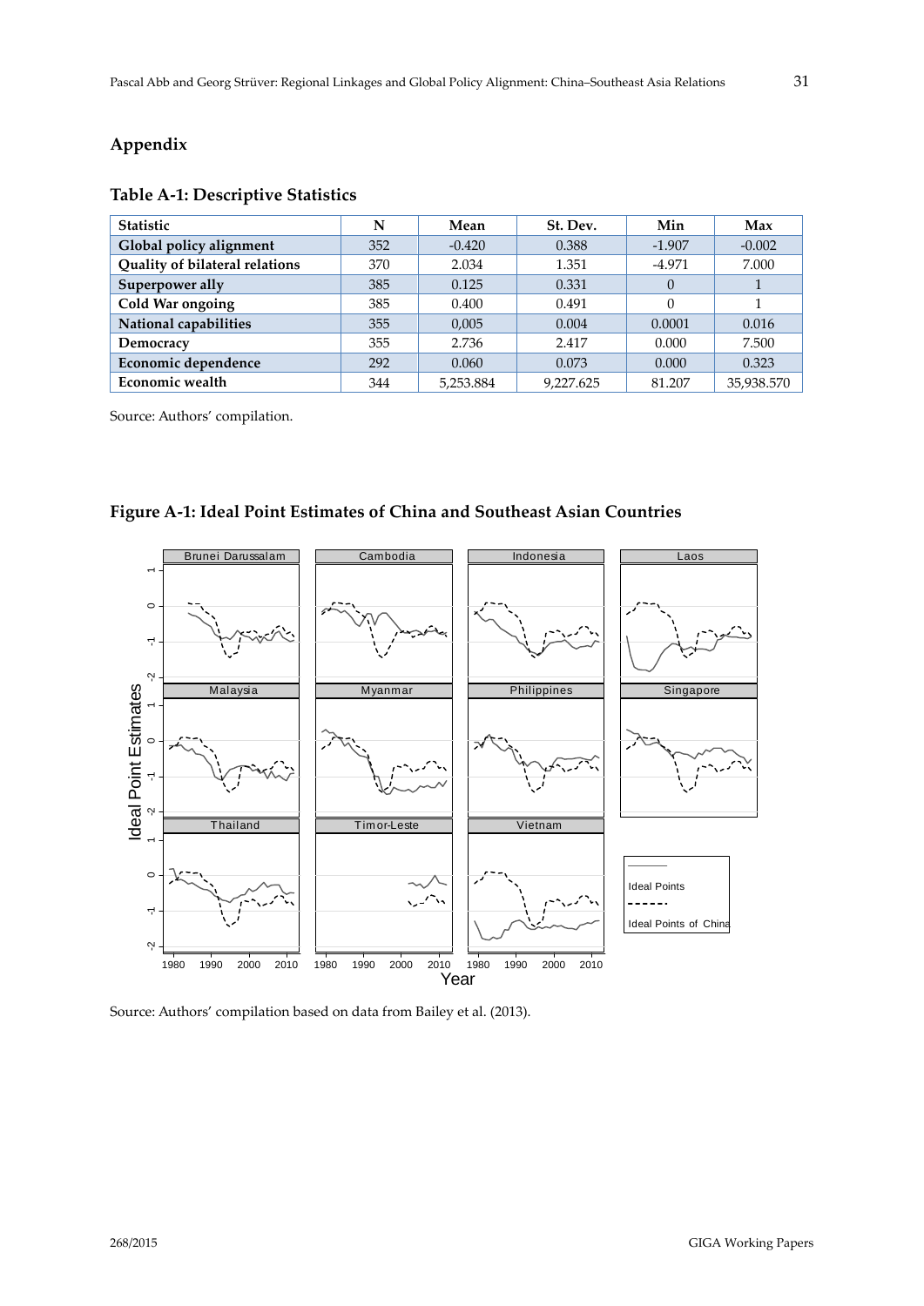## Appendix

### Table A-1: Descriptive Statistics

| Statistic | N | Mean | St. Dev. | Min | Max |
|---|---|---|---|---|---|
| Global policy alignment | 352 | -0.420 | 0.388 | -1.907 | -0.002 |
| Quality of bilateral relations | 370 | 2.034 | 1.351 | -4.971 | 7.000 |
| Superpower ally | 385 | 0.125 | 0.331 | 0 | 1 |
| Cold War ongoing | 385 | 0.400 | 0.491 | 0 | 1 |
| National capabilities | 355 | 0,005 | 0.004 | 0.0001 | 0.016 |
| Democracy | 355 | 2.736 | 2.417 | 0.000 | 7.500 |
| Economic dependence | 292 | 0.060 | 0.073 | 0.000 | 0.323 |
| Economic wealth | 344 | 5,253.884 | 9,227.625 | 81.207 | 35,938.570 |

Source: Authors' compilation.

### Figure A-1: Ideal Point Estimates of China and Southeast Asian Countries

Source: Authors' compilation based on data from Bailey et al. (2013).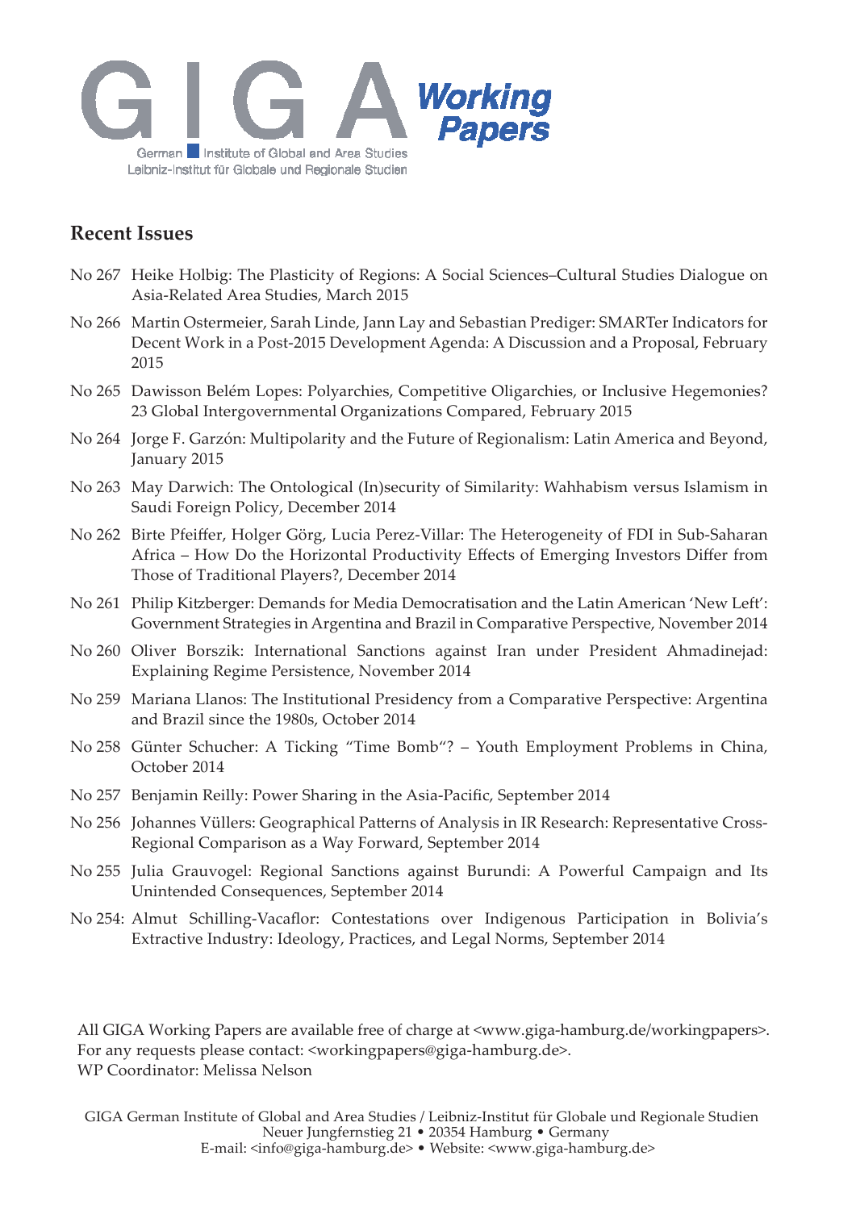# GIGA Working Papers

German Institute of Global and Area Studies
Leibniz-Institut für Globale und Regionale Studien

## Recent Issues

No 267 Heike Holbig: The Plasticity of Regions: A Social Sciences–Cultural Studies Dialogue on Asia-Related Area Studies, March 2015

No 266 Martin Ostermeier, Sarah Linde, Jann Lay and Sebastian Prediger: SMARTer Indicators for Decent Work in a Post-2015 Development Agenda: A Discussion and a Proposal, February 2015

No 265 Dawisson Belém Lopes: Polyarchies, Competitive Oligarchies, or Inclusive Hegemonies? 23 Global Intergovernmental Organizations Compared, February 2015

No 264 Jorge F. Garzón: Multipolarity and the Future of Regionalism: Latin America and Beyond, January 2015

No 263 May Darwich: The Ontological (In)security of Similarity: Wahhabism versus Islamism in Saudi Foreign Policy, December 2014

No 262 Birte Pfeiffer, Holger Görg, Lucia Perez-Villar: The Heterogeneity of FDI in Sub-Saharan Africa – How Do the Horizontal Productivity Effects of Emerging Investors Differ from Those of Traditional Players?, December 2014

No 261 Philip Kitzberger: Demands for Media Democratisation and the Latin American 'New Left': Government Strategies in Argentina and Brazil in Comparative Perspective, November 2014

No 260 Oliver Borszik: International Sanctions against Iran under President Ahmadinejad: Explaining Regime Persistence, November 2014

No 259 Mariana Llanos: The Institutional Presidency from a Comparative Perspective: Argentina and Brazil since the 1980s, October 2014

No 258 Günter Schucher: A Ticking "Time Bomb"? – Youth Employment Problems in China, October 2014

No 257 Benjamin Reilly: Power Sharing in the Asia-Pacific, September 2014

No 256 Johannes Vüllers: Geographical Patterns of Analysis in IR Research: Representative Cross-Regional Comparison as a Way Forward, September 2014

No 255 Julia Grauvogel: Regional Sanctions against Burundi: A Powerful Campaign and Its Unintended Consequences, September 2014

No 254: Almut Schilling-Vacaflor: Contestations over Indigenous Participation in Bolivia's Extractive Industry: Ideology, Practices, and Legal Norms, September 2014

All GIGA Working Papers are available free of charge at <www.giga-hamburg.de/workingpapers>.
For any requests please contact: <workingpapers@giga-hamburg.de>.
WP Coordinator: Melissa Nelson

GIGA German Institute of Global and Area Studies / Leibniz-Institut für Globale und Regionale Studien
Neuer Jungfernstieg 21 • 20354 Hamburg • Germany
E-mail: <info@giga-hamburg.de> • Website: <www.giga-hamburg.de>